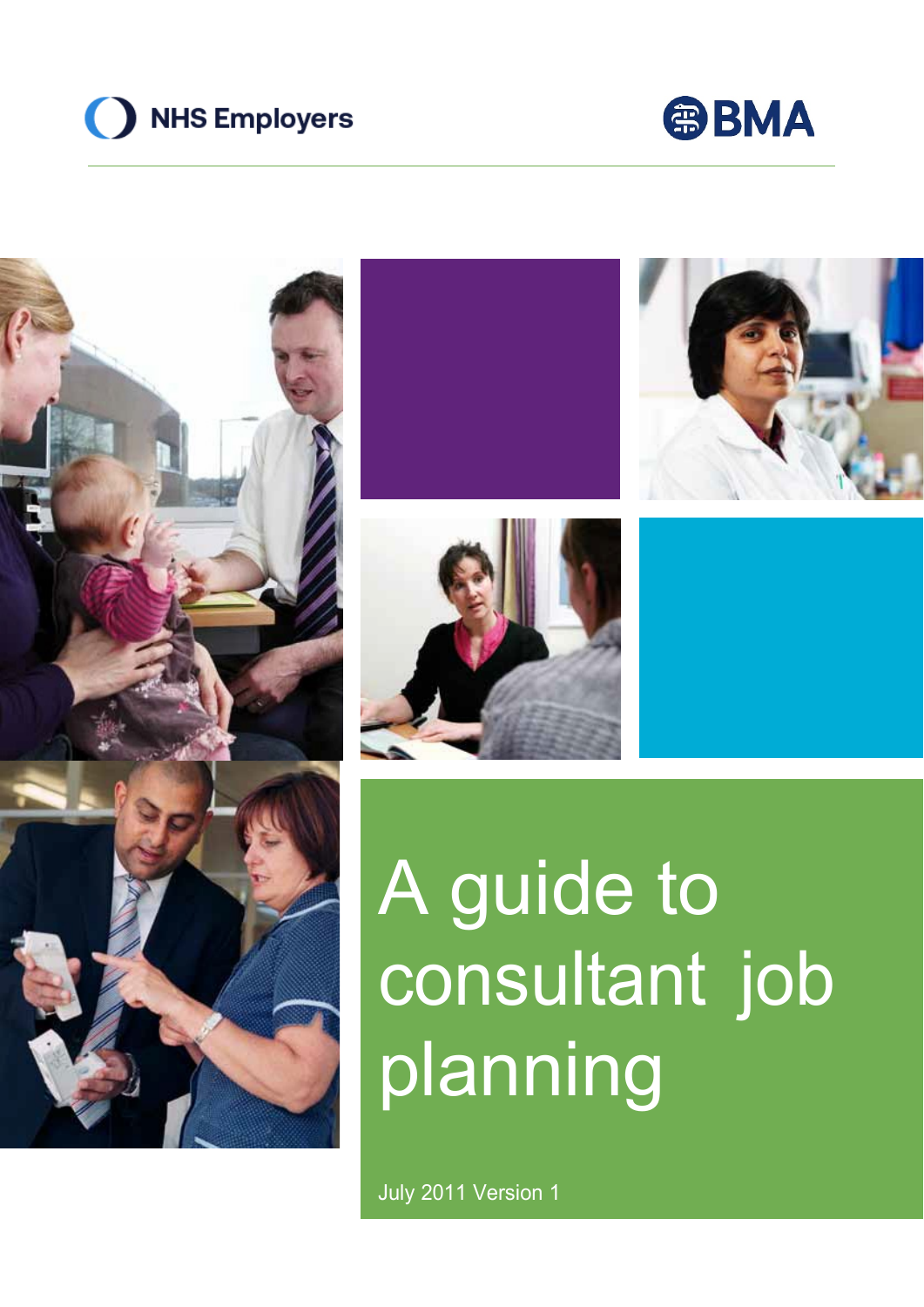NHS Employers

BMA

# A guide to consultant job planning

July 2011 Version 1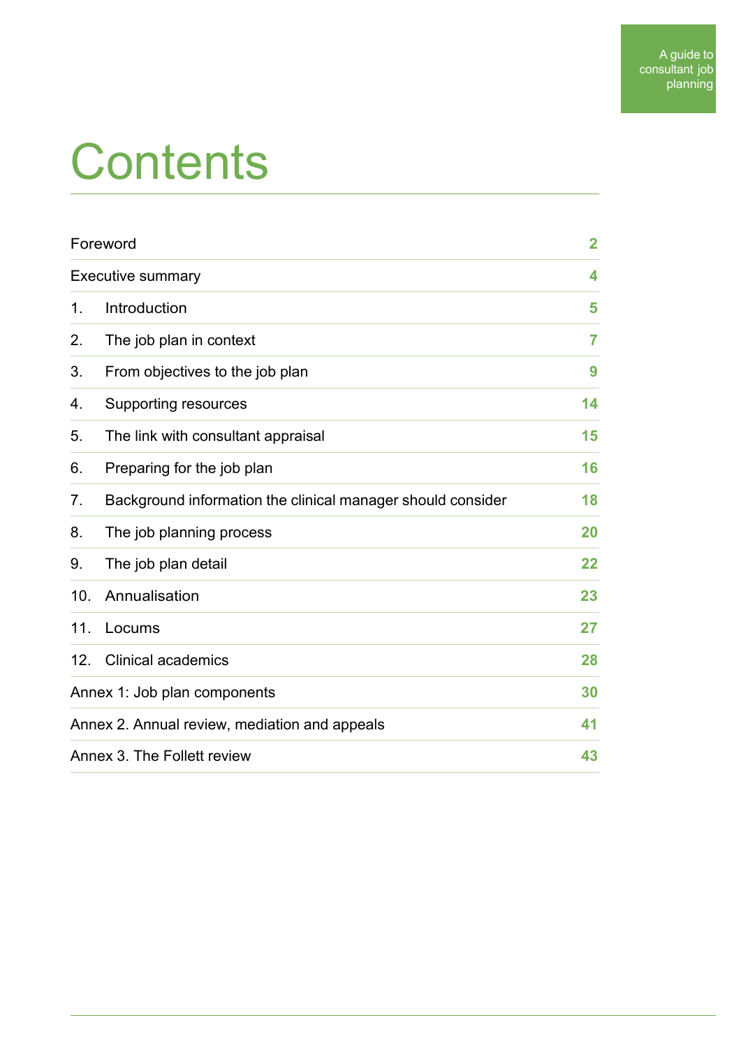# Contents

| | |
|---|---|
| Foreword | 2 |
| Executive summary | 4 |
| 1. Introduction | 5 |
| 2. The job plan in context | 7 |
| 3. From objectives to the job plan | 9 |
| 4. Supporting resources | 14 |
| 5. The link with consultant appraisal | 15 |
| 6. Preparing for the job plan | 16 |
| 7. Background information the clinical manager should consider | 18 |
| 8. The job planning process | 20 |
| 9. The job plan detail | 22 |
| 10. Annualisation | 23 |
| 11. Locums | 27 |
| 12. Clinical academics | 28 |
| Annex 1: Job plan components | 30 |
| Annex 2. Annual review, mediation and appeals | 41 |
| Annex 3. The Follett review | 43 |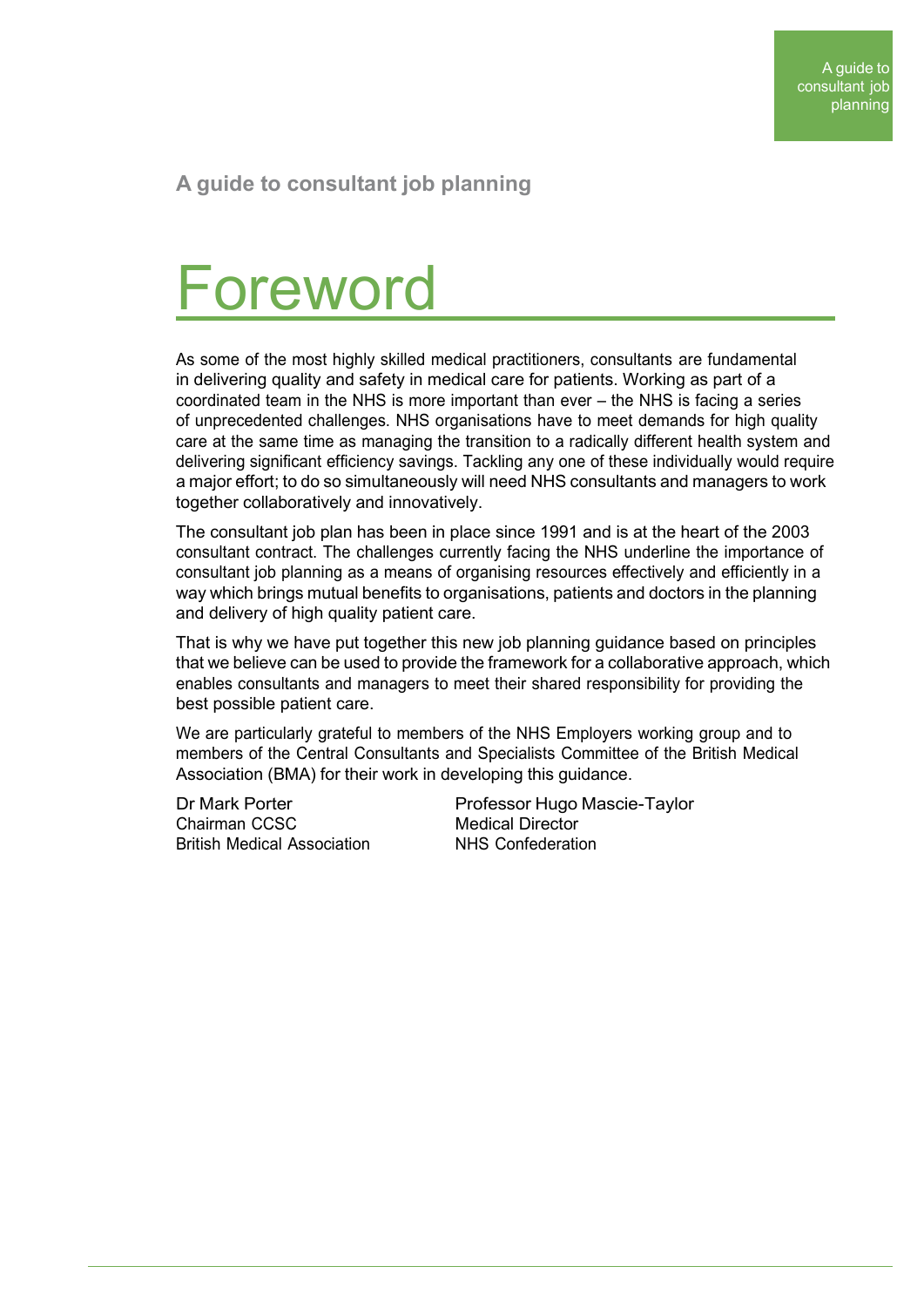# Foreword

As some of the most highly skilled medical practitioners, consultants are fundamental in delivering quality and safety in medical care for patients. Working as part of a coordinated team in the NHS is more important than ever – the NHS is facing a series of unprecedented challenges. NHS organisations have to meet demands for high quality care at the same time as managing the transition to a radically different health system and delivering significant efficiency savings. Tackling any one of these individually would require a major effort; to do so simultaneously will need NHS consultants and managers to work together collaboratively and innovatively.

The consultant job plan has been in place since 1991 and is at the heart of the 2003 consultant contract. The challenges currently facing the NHS underline the importance of consultant job planning as a means of organising resources effectively and efficiently in a way which brings mutual benefits to organisations, patients and doctors in the planning and delivery of high quality patient care.

That is why we have put together this new job planning guidance based on principles that we believe can be used to provide the framework for a collaborative approach, which enables consultants and managers to meet their shared responsibility for providing the best possible patient care.

We are particularly grateful to members of the NHS Employers working group and to members of the Central Consultants and Specialists Committee of the British Medical Association (BMA) for their work in developing this guidance.

Dr Mark Porter
Chairman CCSC
British Medical Association

Professor Hugo Mascie-Taylor
Medical Director
NHS Confederation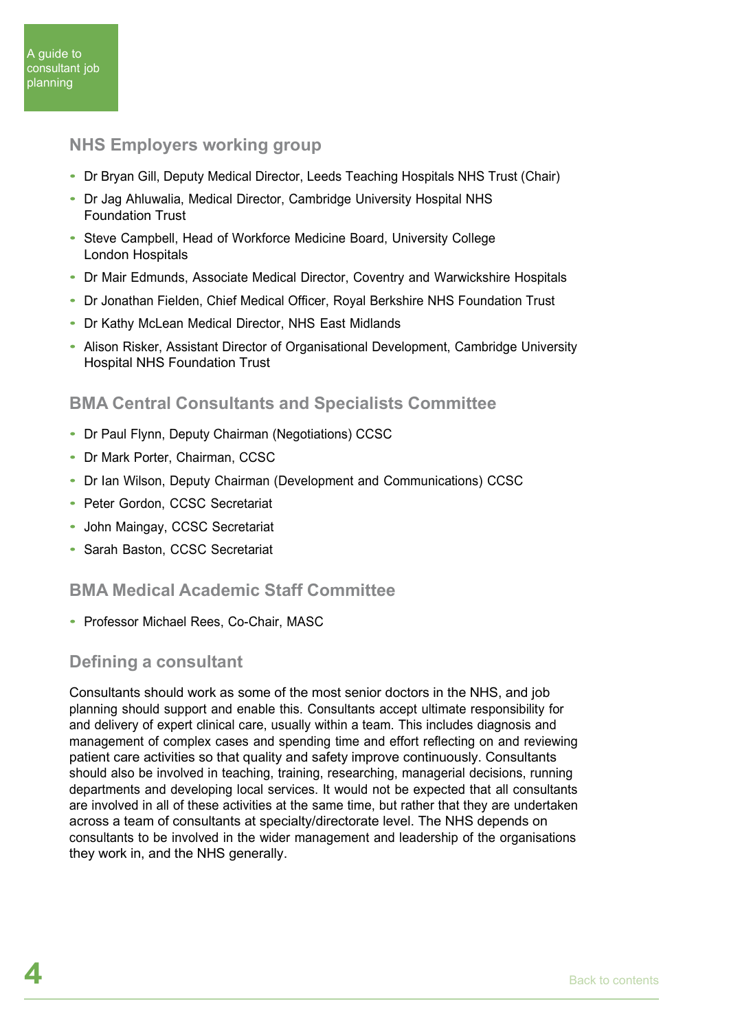## NHS Employers working group

- Dr Bryan Gill, Deputy Medical Director, Leeds Teaching Hospitals NHS Trust (Chair)
- Dr Jag Ahluwalia, Medical Director, Cambridge University Hospital NHS Foundation Trust
- Steve Campbell, Head of Workforce Medicine Board, University College London Hospitals
- Dr Mair Edmunds, Associate Medical Director, Coventry and Warwickshire Hospitals
- Dr Jonathan Fielden, Chief Medical Officer, Royal Berkshire NHS Foundation Trust
- Dr Kathy McLean Medical Director, NHS East Midlands
- Alison Risker, Assistant Director of Organisational Development, Cambridge University Hospital NHS Foundation Trust

## BMA Central Consultants and Specialists Committee

- Dr Paul Flynn, Deputy Chairman (Negotiations) CCSC
- Dr Mark Porter, Chairman, CCSC
- Dr Ian Wilson, Deputy Chairman (Development and Communications) CCSC
- Peter Gordon, CCSC Secretariat
- John Maingay, CCSC Secretariat
- Sarah Baston, CCSC Secretariat

## BMA Medical Academic Staff Committee

- Professor Michael Rees, Co-Chair, MASC

## Defining a consultant

Consultants should work as some of the most senior doctors in the NHS, and job planning should support and enable this. Consultants accept ultimate responsibility for and delivery of expert clinical care, usually within a team. This includes diagnosis and management of complex cases and spending time and effort reflecting on and reviewing patient care activities so that quality and safety improve continuously. Consultants should also be involved in teaching, training, researching, managerial decisions, running departments and developing local services. It would not be expected that all consultants are involved in all of these activities at the same time, but rather that they are undertaken across a team of consultants at specialty/directorate level. The NHS depends on consultants to be involved in the wider management and leadership of the organisations they work in, and the NHS generally.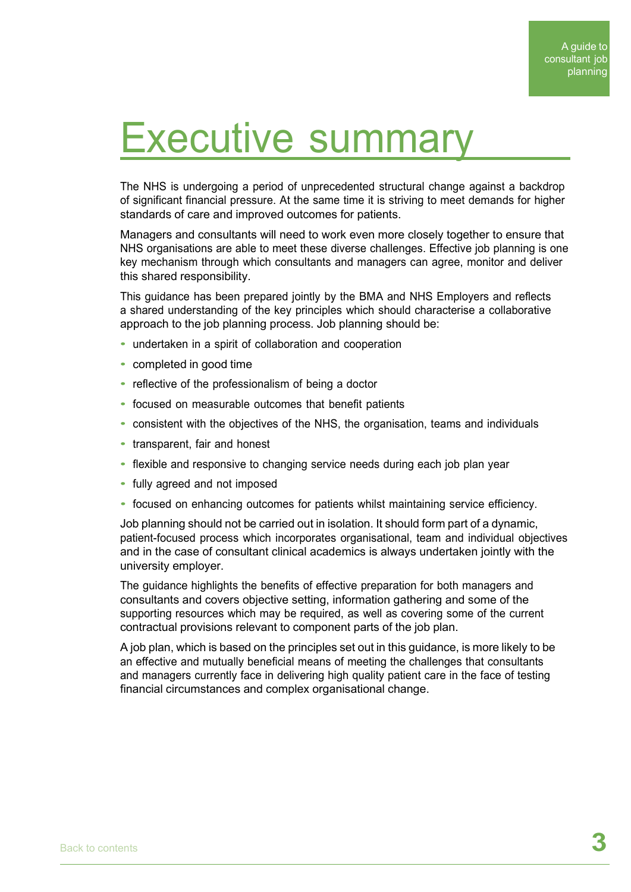# Executive summary

The NHS is undergoing a period of unprecedented structural change against a backdrop of significant financial pressure. At the same time it is striving to meet demands for higher standards of care and improved outcomes for patients.

Managers and consultants will need to work even more closely together to ensure that NHS organisations are able to meet these diverse challenges. Effective job planning is one key mechanism through which consultants and managers can agree, monitor and deliver this shared responsibility.

This guidance has been prepared jointly by the BMA and NHS Employers and reflects a shared understanding of the key principles which should characterise a collaborative approach to the job planning process. Job planning should be:

- undertaken in a spirit of collaboration and cooperation
- completed in good time
- reflective of the professionalism of being a doctor
- focused on measurable outcomes that benefit patients
- consistent with the objectives of the NHS, the organisation, teams and individuals
- transparent, fair and honest
- flexible and responsive to changing service needs during each job plan year
- fully agreed and not imposed
- focused on enhancing outcomes for patients whilst maintaining service efficiency.

Job planning should not be carried out in isolation. It should form part of a dynamic, patient-focused process which incorporates organisational, team and individual objectives and in the case of consultant clinical academics is always undertaken jointly with the university employer.

The guidance highlights the benefits of effective preparation for both managers and consultants and covers objective setting, information gathering and some of the supporting resources which may be required, as well as covering some of the current contractual provisions relevant to component parts of the job plan.

A job plan, which is based on the principles set out in this guidance, is more likely to be an effective and mutually beneficial means of meeting the challenges that consultants and managers currently face in delivering high quality patient care in the face of testing financial circumstances and complex organisational change.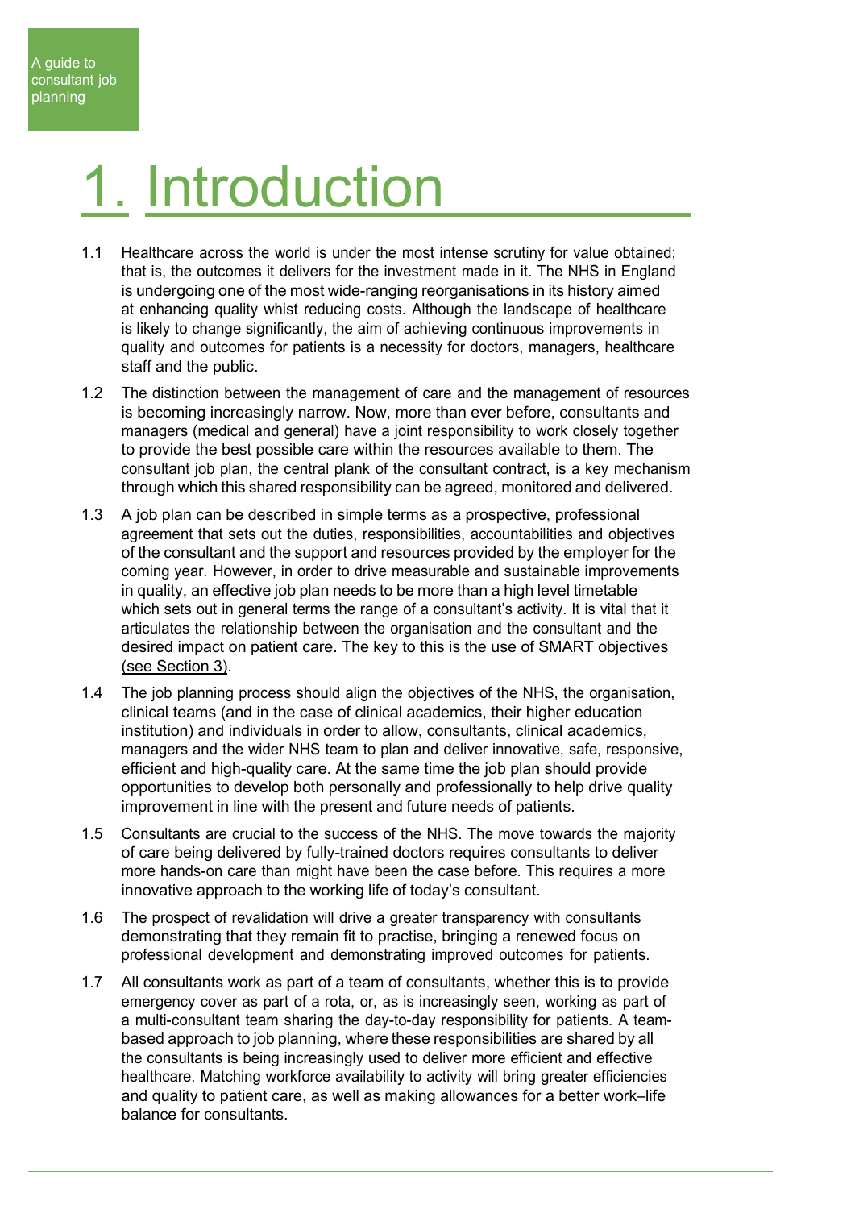# 1. Introduction

1.1 Healthcare across the world is under the most intense scrutiny for value obtained; that is, the outcomes it delivers for the investment made in it. The NHS in England is undergoing one of the most wide-ranging reorganisations in its history aimed at enhancing quality whist reducing costs. Although the landscape of healthcare is likely to change significantly, the aim of achieving continuous improvements in quality and outcomes for patients is a necessity for doctors, managers, healthcare staff and the public.

1.2 The distinction between the management of care and the management of resources is becoming increasingly narrow. Now, more than ever before, consultants and managers (medical and general) have a joint responsibility to work closely together to provide the best possible care within the resources available to them. The consultant job plan, the central plank of the consultant contract, is a key mechanism through which this shared responsibility can be agreed, monitored and delivered.

1.3 A job plan can be described in simple terms as a prospective, professional agreement that sets out the duties, responsibilities, accountabilities and objectives of the consultant and the support and resources provided by the employer for the coming year. However, in order to drive measurable and sustainable improvements in quality, an effective job plan needs to be more than a high level timetable which sets out in general terms the range of a consultant's activity. It is vital that it articulates the relationship between the organisation and the consultant and the desired impact on patient care. The key to this is the use of SMART objectives (see Section 3).

1.4 The job planning process should align the objectives of the NHS, the organisation, clinical teams (and in the case of clinical academics, their higher education institution) and individuals in order to allow, consultants, clinical academics, managers and the wider NHS team to plan and deliver innovative, safe, responsive, efficient and high-quality care. At the same time the job plan should provide opportunities to develop both personally and professionally to help drive quality improvement in line with the present and future needs of patients.

1.5 Consultants are crucial to the success of the NHS. The move towards the majority of care being delivered by fully-trained doctors requires consultants to deliver more hands-on care than might have been the case before. This requires a more innovative approach to the working life of today's consultant.

1.6 The prospect of revalidation will drive a greater transparency with consultants demonstrating that they remain fit to practise, bringing a renewed focus on professional development and demonstrating improved outcomes for patients.

1.7 All consultants work as part of a team of consultants, whether this is to provide emergency cover as part of a rota, or, as is increasingly seen, working as part of a multi-consultant team sharing the day-to-day responsibility for patients. A team-based approach to job planning, where these responsibilities are shared by all the consultants is being increasingly used to deliver more efficient and effective healthcare. Matching workforce availability to activity will bring greater efficiencies and quality to patient care, as well as making allowances for a better work–life balance for consultants.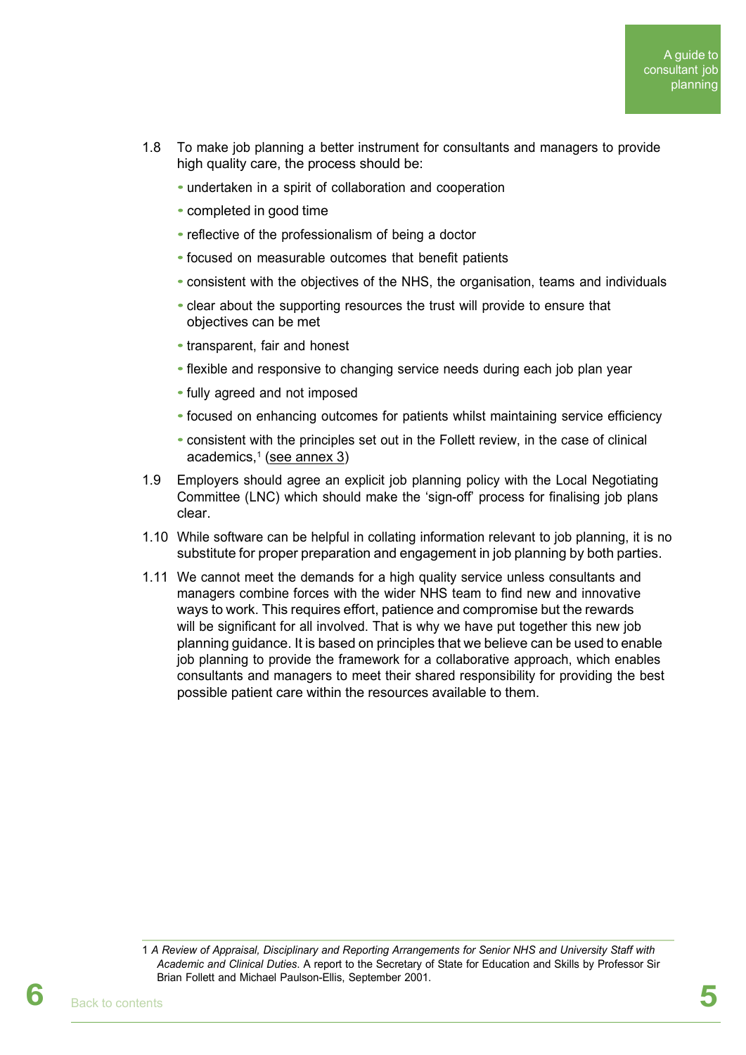1.8 To make job planning a better instrument for consultants and managers to provide high quality care, the process should be:

- undertaken in a spirit of collaboration and cooperation
- completed in good time
- reflective of the professionalism of being a doctor
- focused on measurable outcomes that benefit patients
- consistent with the objectives of the NHS, the organisation, teams and individuals
- clear about the supporting resources the trust will provide to ensure that objectives can be met
- transparent, fair and honest
- flexible and responsive to changing service needs during each job plan year
- fully agreed and not imposed
- focused on enhancing outcomes for patients whilst maintaining service efficiency
- consistent with the principles set out in the Follett review, in the case of clinical academics,[1] (see annex 3)

1.9 Employers should agree an explicit job planning policy with the Local Negotiating Committee (LNC) which should make the 'sign-off' process for finalising job plans clear.

1.10 While software can be helpful in collating information relevant to job planning, it is no substitute for proper preparation and engagement in job planning by both parties.

1.11 We cannot meet the demands for a high quality service unless consultants and managers combine forces with the wider NHS team to find new and innovative ways to work. This requires effort, patience and compromise but the rewards will be significant for all involved. That is why we have put together this new job planning guidance. It is based on principles that we believe can be used to enable job planning to provide the framework for a collaborative approach, which enables consultants and managers to meet their shared responsibility for providing the best possible patient care within the resources available to them.

---

1 *A Review of Appraisal, Disciplinary and Reporting Arrangements for Senior NHS and University Staff with Academic and Clinical Duties*. A report to the Secretary of State for Education and Skills by Professor Sir Brian Follett and Michael Paulson-Ellis, September 2001.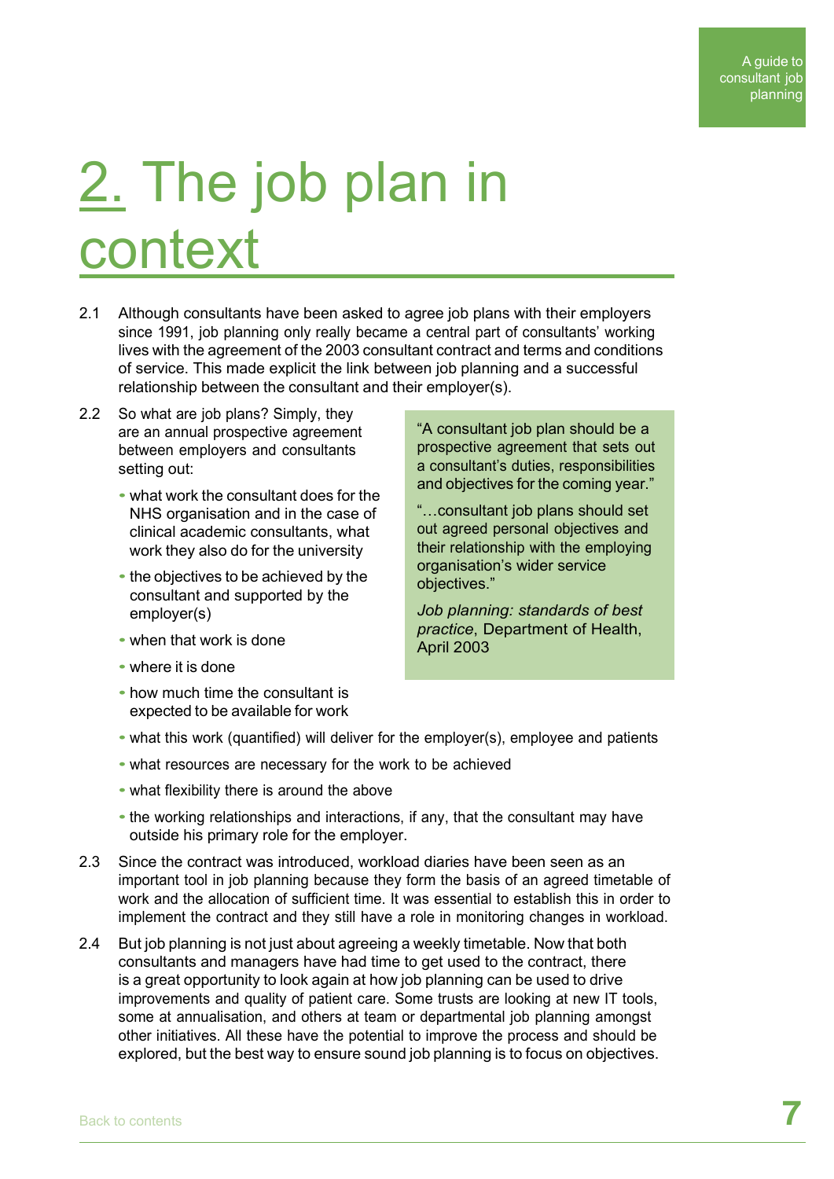# 2. The job plan in context

2.1 Although consultants have been asked to agree job plans with their employers since 1991, job planning only really became a central part of consultants' working lives with the agreement of the 2003 consultant contract and terms and conditions of service. This made explicit the link between job planning and a successful relationship between the consultant and their employer(s).

2.2 So what are job plans? Simply, they are an annual prospective agreement between employers and consultants setting out:

- what work the consultant does for the NHS organisation and in the case of clinical academic consultants, what work they also do for the university
- the objectives to be achieved by the consultant and supported by the employer(s)
- when that work is done
- where it is done
- how much time the consultant is expected to be available for work
- what this work (quantified) will deliver for the employer(s), employee and patients
- what resources are necessary for the work to be achieved
- what flexibility there is around the above
- the working relationships and interactions, if any, that the consultant may have outside his primary role for the employer.

> "A consultant job plan should be a prospective agreement that sets out a consultant's duties, responsibilities and objectives for the coming year."
>
> "…consultant job plans should set out agreed personal objectives and their relationship with the employing organisation's wider service objectives."
>
> *Job planning: standards of best practice*, Department of Health, April 2003

2.3 Since the contract was introduced, workload diaries have been seen as an important tool in job planning because they form the basis of an agreed timetable of work and the allocation of sufficient time. It was essential to establish this in order to implement the contract and they still have a role in monitoring changes in workload.

2.4 But job planning is not just about agreeing a weekly timetable. Now that both consultants and managers have had time to get used to the contract, there is a great opportunity to look again at how job planning can be used to drive improvements and quality of patient care. Some trusts are looking at new IT tools, some at annualisation, and others at team or departmental job planning amongst other initiatives. All these have the potential to improve the process and should be explored, but the best way to ensure sound job planning is to focus on objectives.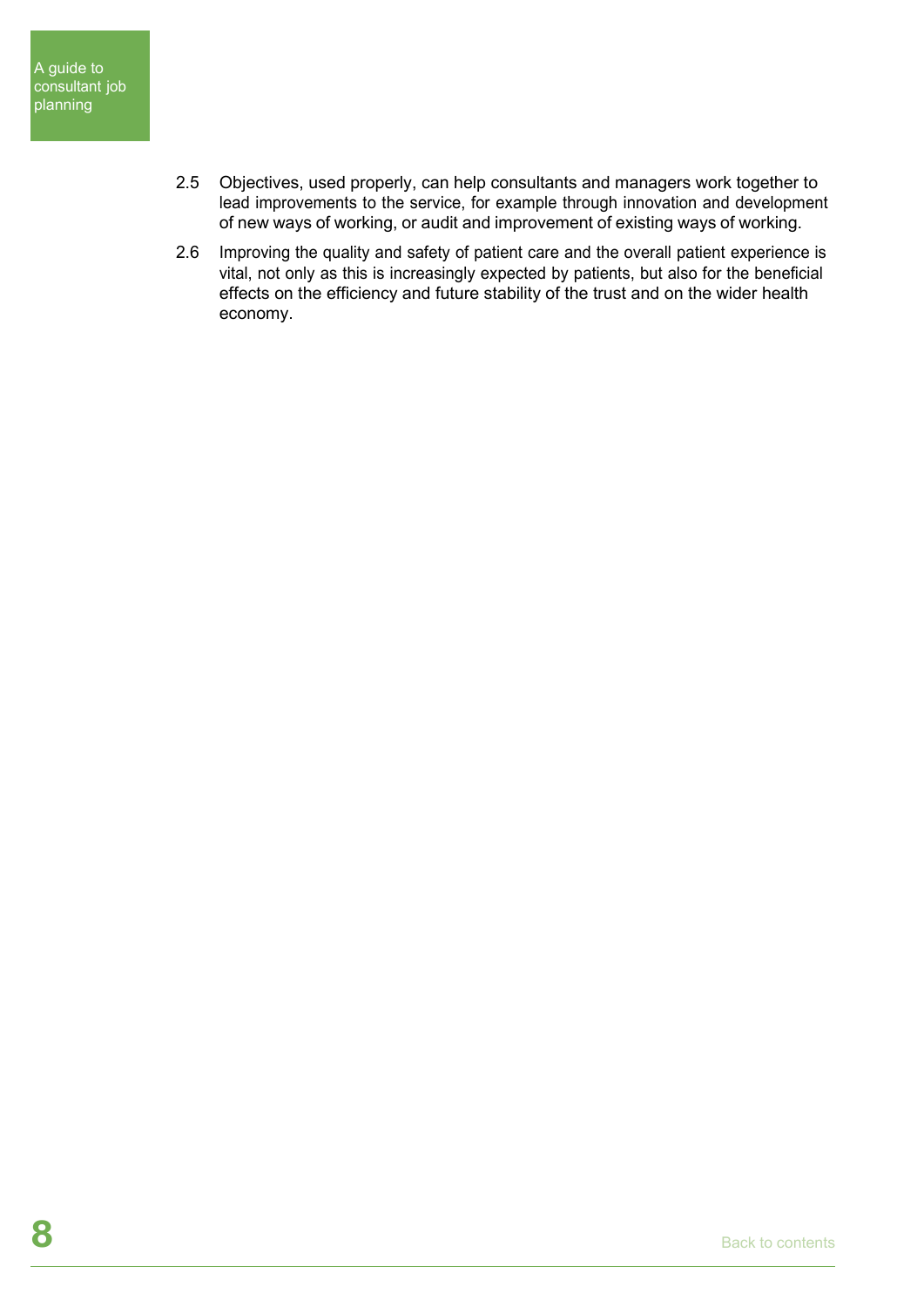2.5 Objectives, used properly, can help consultants and managers work together to lead improvements to the service, for example through innovation and development of new ways of working, or audit and improvement of existing ways of working.

2.6 Improving the quality and safety of patient care and the overall patient experience is vital, not only as this is increasingly expected by patients, but also for the beneficial effects on the efficiency and future stability of the trust and on the wider health economy.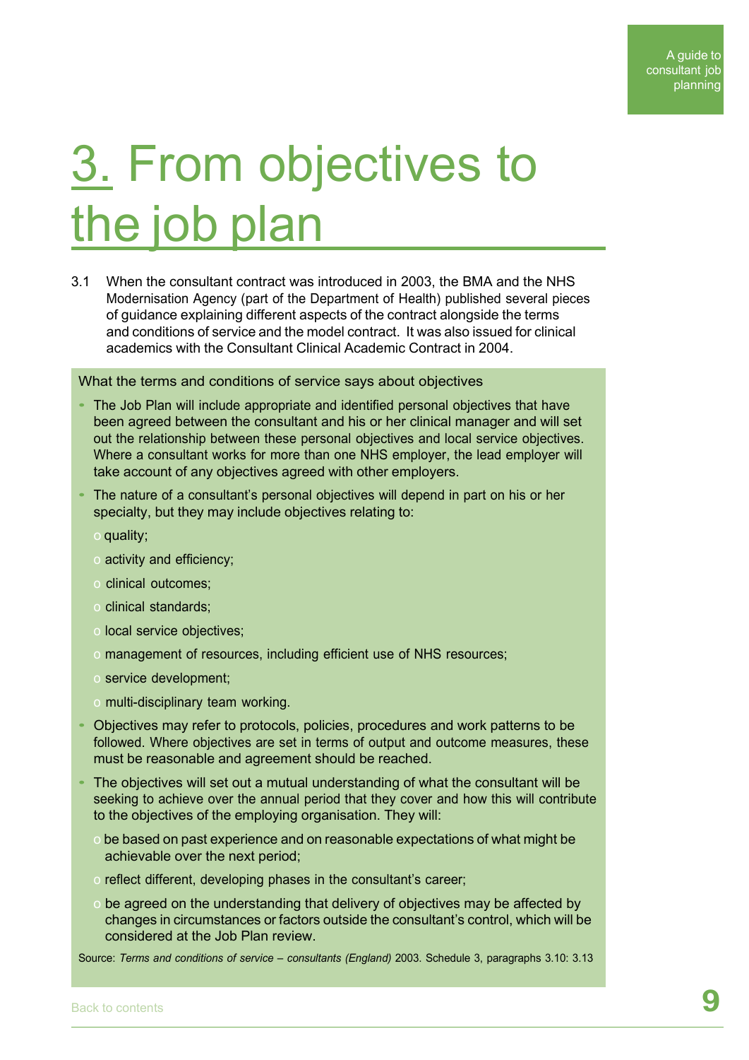# 3. From objectives to the job plan

3.1 When the consultant contract was introduced in 2003, the BMA and the NHS Modernisation Agency (part of the Department of Health) published several pieces of guidance explaining different aspects of the contract alongside the terms and conditions of service and the model contract. It was also issued for clinical academics with the Consultant Clinical Academic Contract in 2004.

What the terms and conditions of service says about objectives

- The Job Plan will include appropriate and identified personal objectives that have been agreed between the consultant and his or her clinical manager and will set out the relationship between these personal objectives and local service objectives. Where a consultant works for more than one NHS employer, the lead employer will take account of any objectives agreed with other employers.
- The nature of a consultant's personal objectives will depend in part on his or her specialty, but they may include objectives relating to:
  - quality;
  - activity and efficiency;
  - clinical outcomes;
  - clinical standards;
  - local service objectives;
  - management of resources, including efficient use of NHS resources;
  - service development;
  - multi-disciplinary team working.
- Objectives may refer to protocols, policies, procedures and work patterns to be followed. Where objectives are set in terms of output and outcome measures, these must be reasonable and agreement should be reached.
- The objectives will set out a mutual understanding of what the consultant will be seeking to achieve over the annual period that they cover and how this will contribute to the objectives of the employing organisation. They will:
  - be based on past experience and on reasonable expectations of what might be achievable over the next period;
  - reflect different, developing phases in the consultant's career;
  - be agreed on the understanding that delivery of objectives may be affected by changes in circumstances or factors outside the consultant's control, which will be considered at the Job Plan review.

Source: *Terms and conditions of service – consultants (England)* 2003. Schedule 3, paragraphs 3.10: 3.13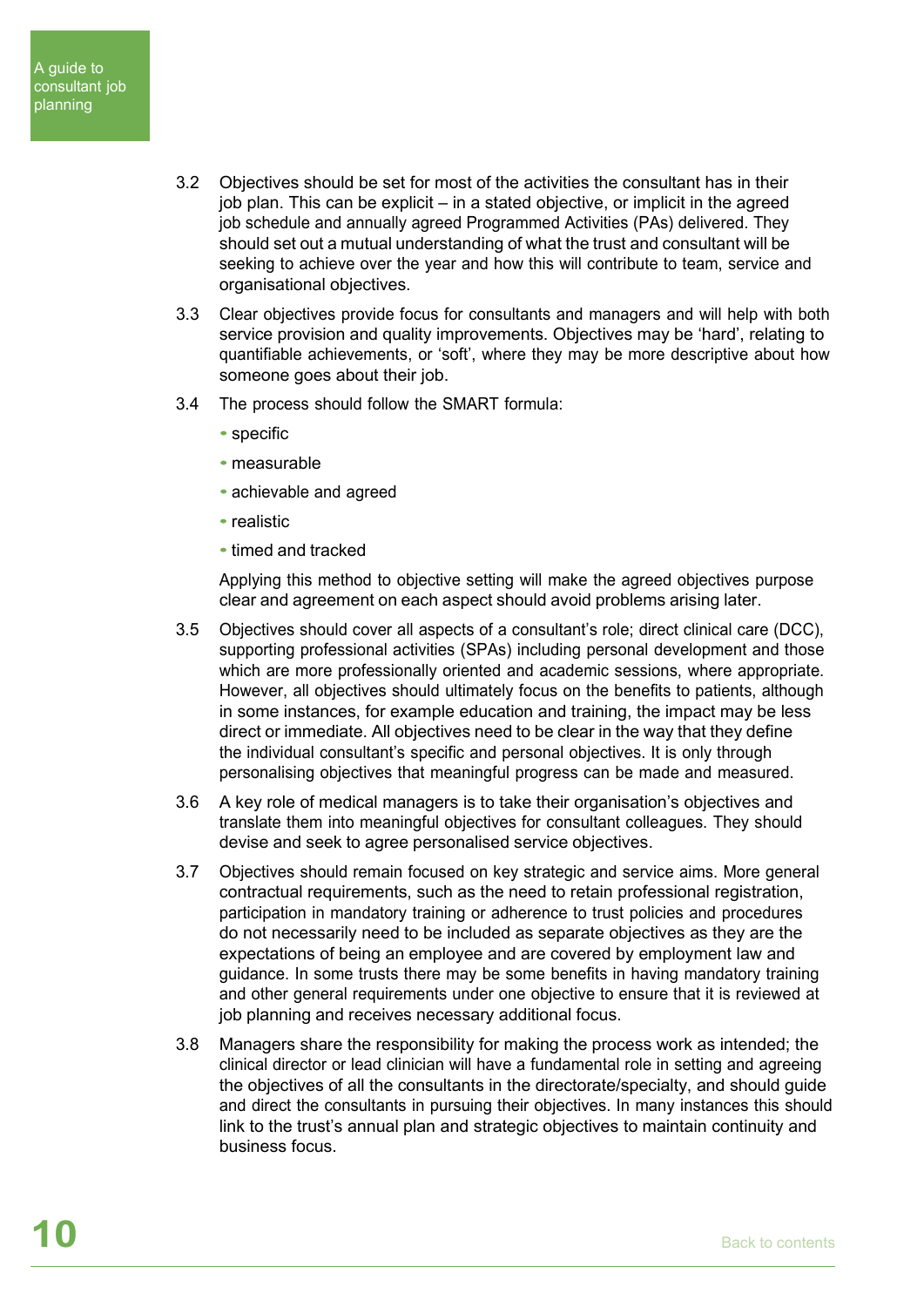3.2 Objectives should be set for most of the activities the consultant has in their job plan. This can be explicit – in a stated objective, or implicit in the agreed job schedule and annually agreed Programmed Activities (PAs) delivered. They should set out a mutual understanding of what the trust and consultant will be seeking to achieve over the year and how this will contribute to team, service and organisational objectives.

3.3 Clear objectives provide focus for consultants and managers and will help with both service provision and quality improvements. Objectives may be 'hard', relating to quantifiable achievements, or 'soft', where they may be more descriptive about how someone goes about their job.

3.4 The process should follow the SMART formula:

- specific
- measurable
- achievable and agreed
- realistic
- timed and tracked

Applying this method to objective setting will make the agreed objectives purpose clear and agreement on each aspect should avoid problems arising later.

3.5 Objectives should cover all aspects of a consultant's role; direct clinical care (DCC), supporting professional activities (SPAs) including personal development and those which are more professionally oriented and academic sessions, where appropriate. However, all objectives should ultimately focus on the benefits to patients, although in some instances, for example education and training, the impact may be less direct or immediate. All objectives need to be clear in the way that they define the individual consultant's specific and personal objectives. It is only through personalising objectives that meaningful progress can be made and measured.

3.6 A key role of medical managers is to take their organisation's objectives and translate them into meaningful objectives for consultant colleagues. They should devise and seek to agree personalised service objectives.

3.7 Objectives should remain focused on key strategic and service aims. More general contractual requirements, such as the need to retain professional registration, participation in mandatory training or adherence to trust policies and procedures do not necessarily need to be included as separate objectives as they are the expectations of being an employee and are covered by employment law and guidance. In some trusts there may be some benefits in having mandatory training and other general requirements under one objective to ensure that it is reviewed at job planning and receives necessary additional focus.

3.8 Managers share the responsibility for making the process work as intended; the clinical director or lead clinician will have a fundamental role in setting and agreeing the objectives of all the consultants in the directorate/specialty, and should guide and direct the consultants in pursuing their objectives. In many instances this should link to the trust's annual plan and strategic objectives to maintain continuity and business focus.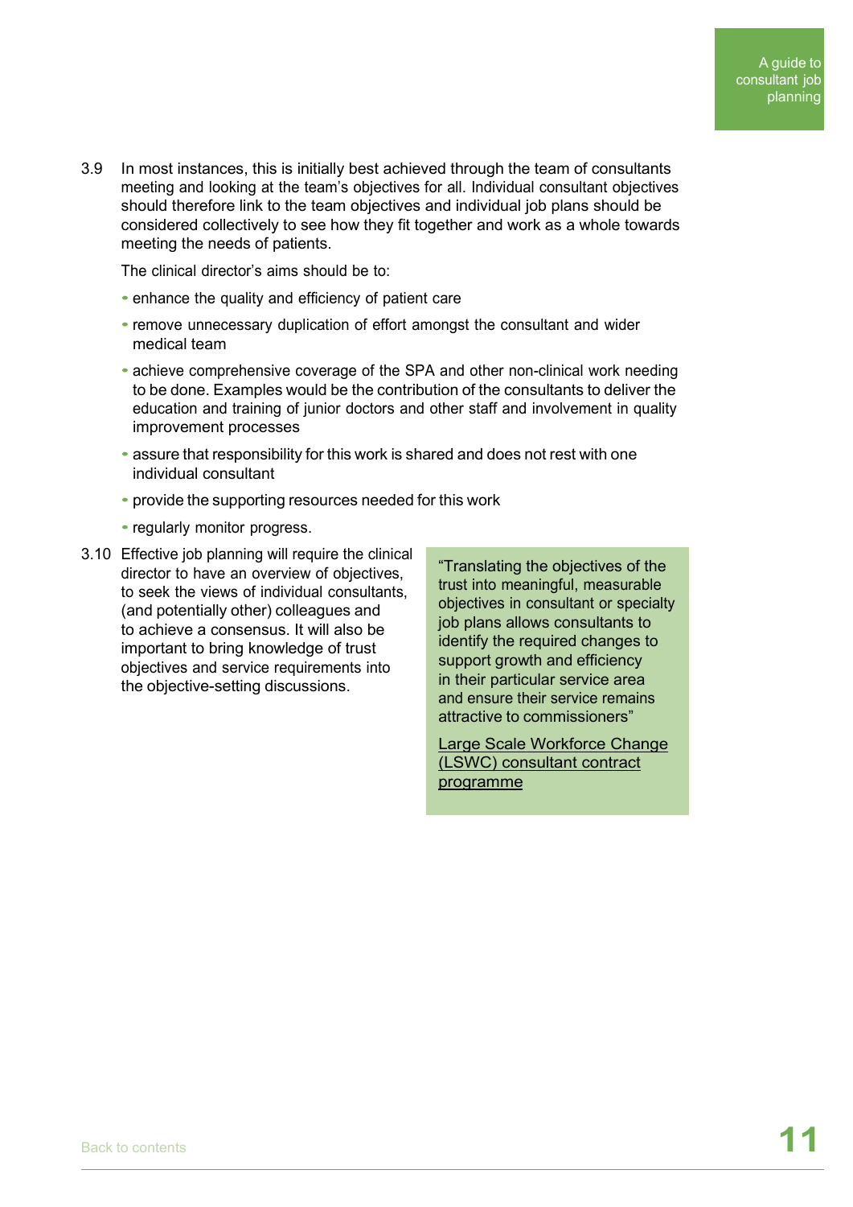3.9 In most instances, this is initially best achieved through the team of consultants meeting and looking at the team's objectives for all. Individual consultant objectives should therefore link to the team objectives and individual job plans should be considered collectively to see how they fit together and work as a whole towards meeting the needs of patients.

The clinical director's aims should be to:

- enhance the quality and efficiency of patient care
- remove unnecessary duplication of effort amongst the consultant and wider medical team
- achieve comprehensive coverage of the SPA and other non-clinical work needing to be done. Examples would be the contribution of the consultants to deliver the education and training of junior doctors and other staff and involvement in quality improvement processes
- assure that responsibility for this work is shared and does not rest with one individual consultant
- provide the supporting resources needed for this work
- regularly monitor progress.

3.10 Effective job planning will require the clinical director to have an overview of objectives, to seek the views of individual consultants, (and potentially other) colleagues and to achieve a consensus. It will also be important to bring knowledge of trust objectives and service requirements into the objective-setting discussions.

> "Translating the objectives of the trust into meaningful, measurable objectives in consultant or specialty job plans allows consultants to identify the required changes to support growth and efficiency in their particular service area and ensure their service remains attractive to commissioners"
>
> Large Scale Workforce Change (LSWC) consultant contract programme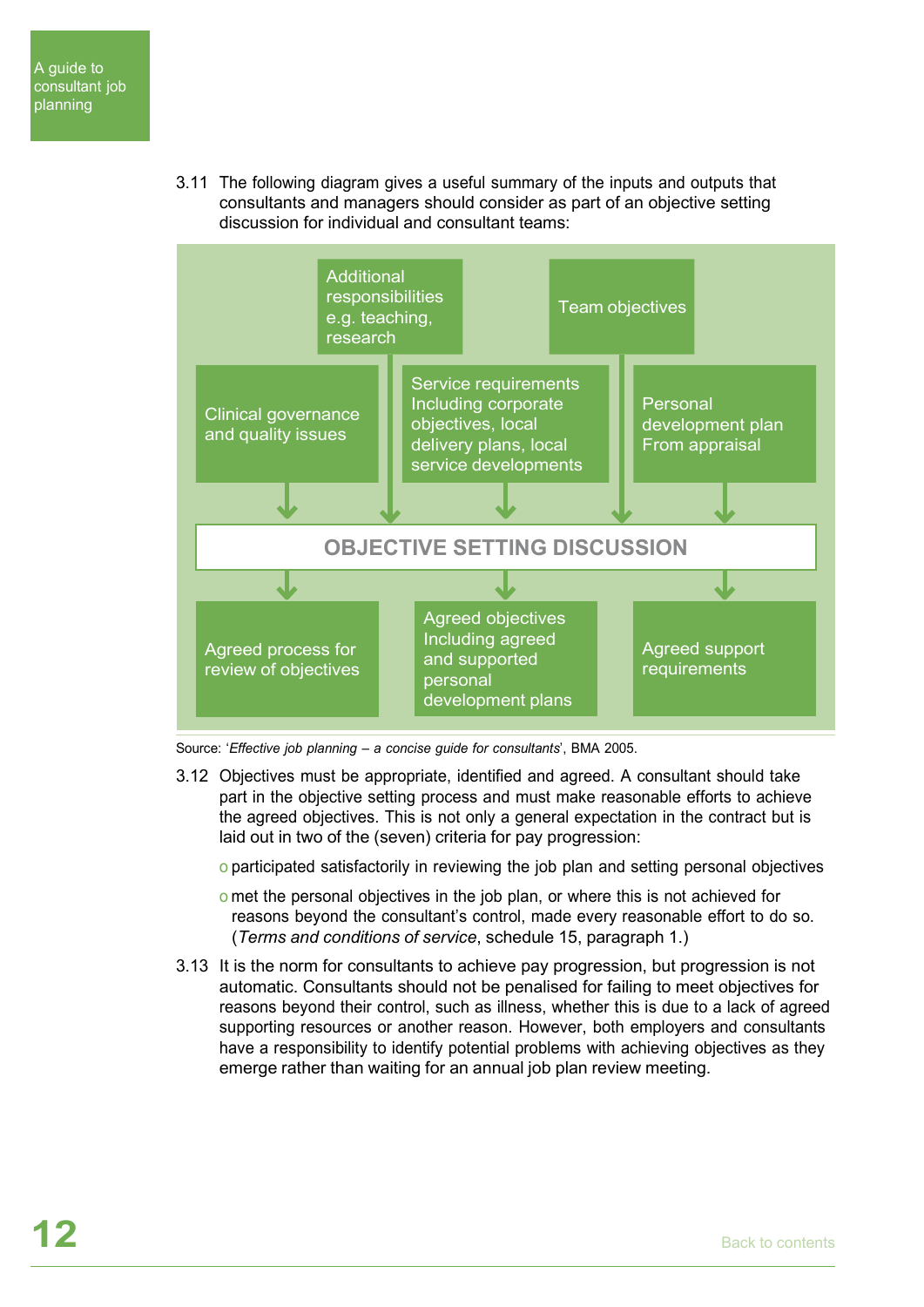3.11 The following diagram gives a useful summary of the inputs and outputs that consultants and managers should consider as part of an objective setting discussion for individual and consultant teams:

Additional responsibilities e.g. teaching, research

Team objectives

Clinical governance and quality issues

Service requirements Including corporate objectives, local delivery plans, local service developments

Personal development plan From appraisal

**OBJECTIVE SETTING DISCUSSION**

Agreed process for review of objectives

Agreed objectives Including agreed and supported personal development plans

Agreed support requirements

Source: '*Effective job planning – a concise guide for consultants*', BMA 2005.

3.12 Objectives must be appropriate, identified and agreed. A consultant should take part in the objective setting process and must make reasonable efforts to achieve the agreed objectives. This is not only a general expectation in the contract but is laid out in two of the (seven) criteria for pay progression:

- participated satisfactorily in reviewing the job plan and setting personal objectives
- met the personal objectives in the job plan, or where this is not achieved for reasons beyond the consultant's control, made every reasonable effort to do so. (*Terms and conditions of service*, schedule 15, paragraph 1.)

3.13 It is the norm for consultants to achieve pay progression, but progression is not automatic. Consultants should not be penalised for failing to meet objectives for reasons beyond their control, such as illness, whether this is due to a lack of agreed supporting resources or another reason. However, both employers and consultants have a responsibility to identify potential problems with achieving objectives as they emerge rather than waiting for an annual job plan review meeting.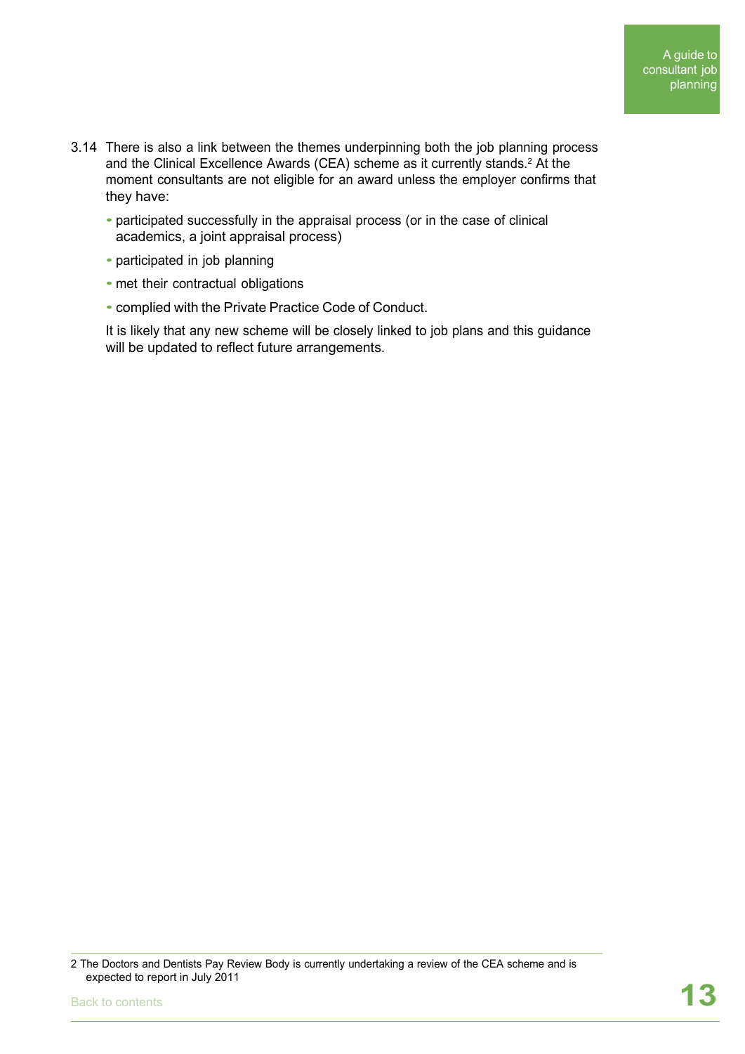3.14 There is also a link between the themes underpinning both the job planning process and the Clinical Excellence Awards (CEA) scheme as it currently stands.[2] At the moment consultants are not eligible for an award unless the employer confirms that they have:

- participated successfully in the appraisal process (or in the case of clinical academics, a joint appraisal process)
- participated in job planning
- met their contractual obligations
- complied with the Private Practice Code of Conduct.

It is likely that any new scheme will be closely linked to job plans and this guidance will be updated to reflect future arrangements.

---

2 The Doctors and Dentists Pay Review Body is currently undertaking a review of the CEA scheme and is expected to report in July 2011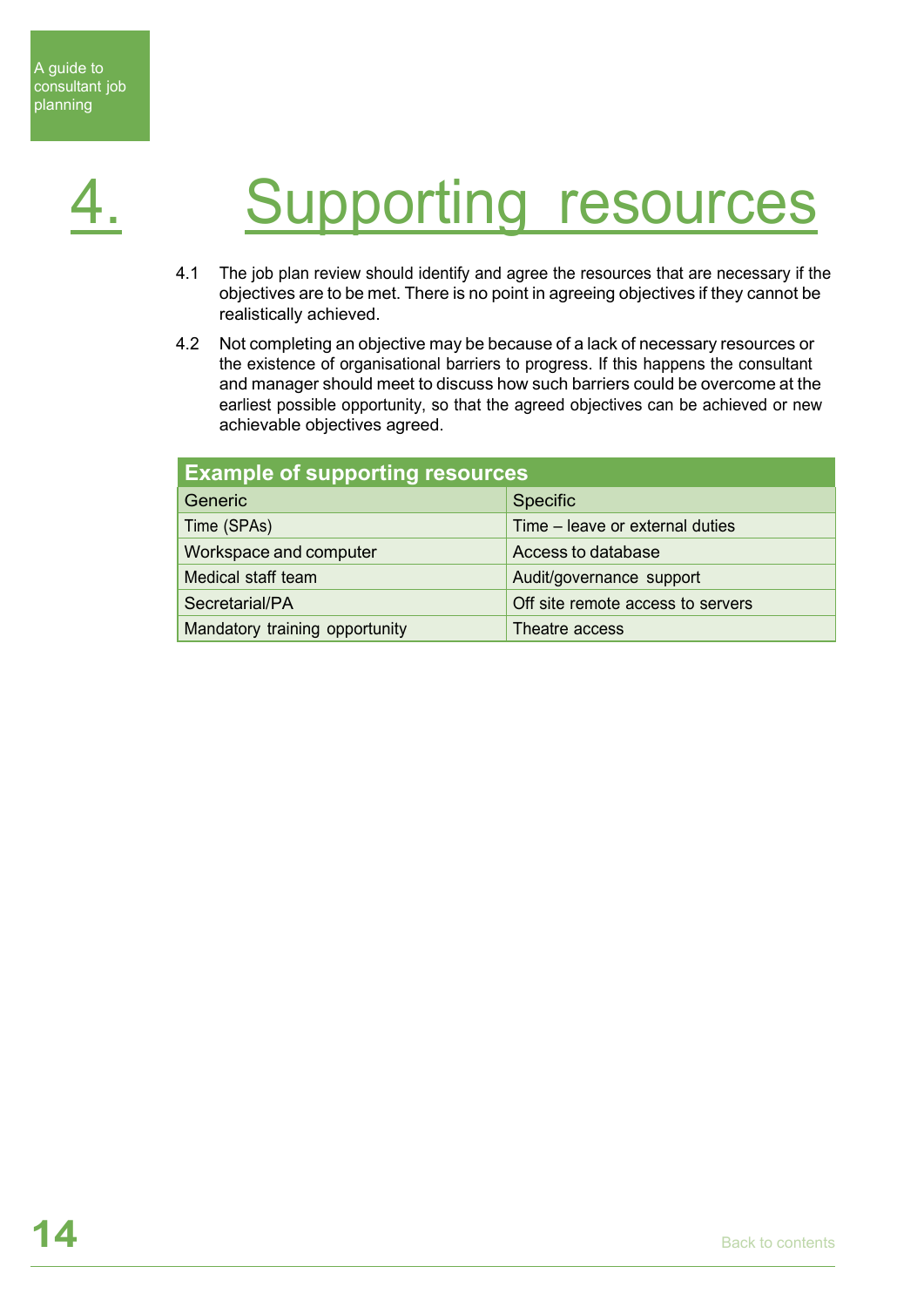# 4. Supporting resources

4.1 The job plan review should identify and agree the resources that are necessary if the objectives are to be met. There is no point in agreeing objectives if they cannot be realistically achieved.

4.2 Not completing an objective may be because of a lack of necessary resources or the existence of organisational barriers to progress. If this happens the consultant and manager should meet to discuss how such barriers could be overcome at the earliest possible opportunity, so that the agreed objectives can be achieved or new achievable objectives agreed.

| Example of supporting resources | |
|---|---|
| Generic | Specific |
| Time (SPAs) | Time – leave or external duties |
| Workspace and computer | Access to database |
| Medical staff team | Audit/governance support |
| Secretarial/PA | Off site remote access to servers |
| Mandatory training opportunity | Theatre access |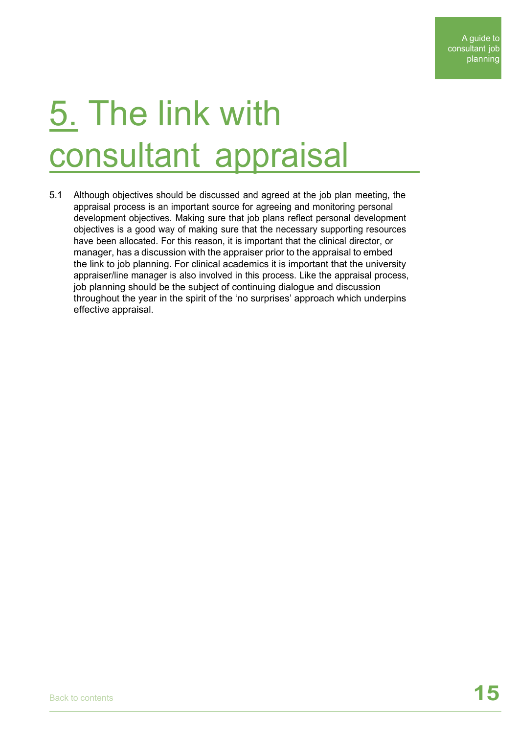# 5. The link with consultant appraisal

5.1 Although objectives should be discussed and agreed at the job plan meeting, the appraisal process is an important source for agreeing and monitoring personal development objectives. Making sure that job plans reflect personal development objectives is a good way of making sure that the necessary supporting resources have been allocated. For this reason, it is important that the clinical director, or manager, has a discussion with the appraiser prior to the appraisal to embed the link to job planning. For clinical academics it is important that the university appraiser/line manager is also involved in this process. Like the appraisal process, job planning should be the subject of continuing dialogue and discussion throughout the year in the spirit of the 'no surprises' approach which underpins effective appraisal.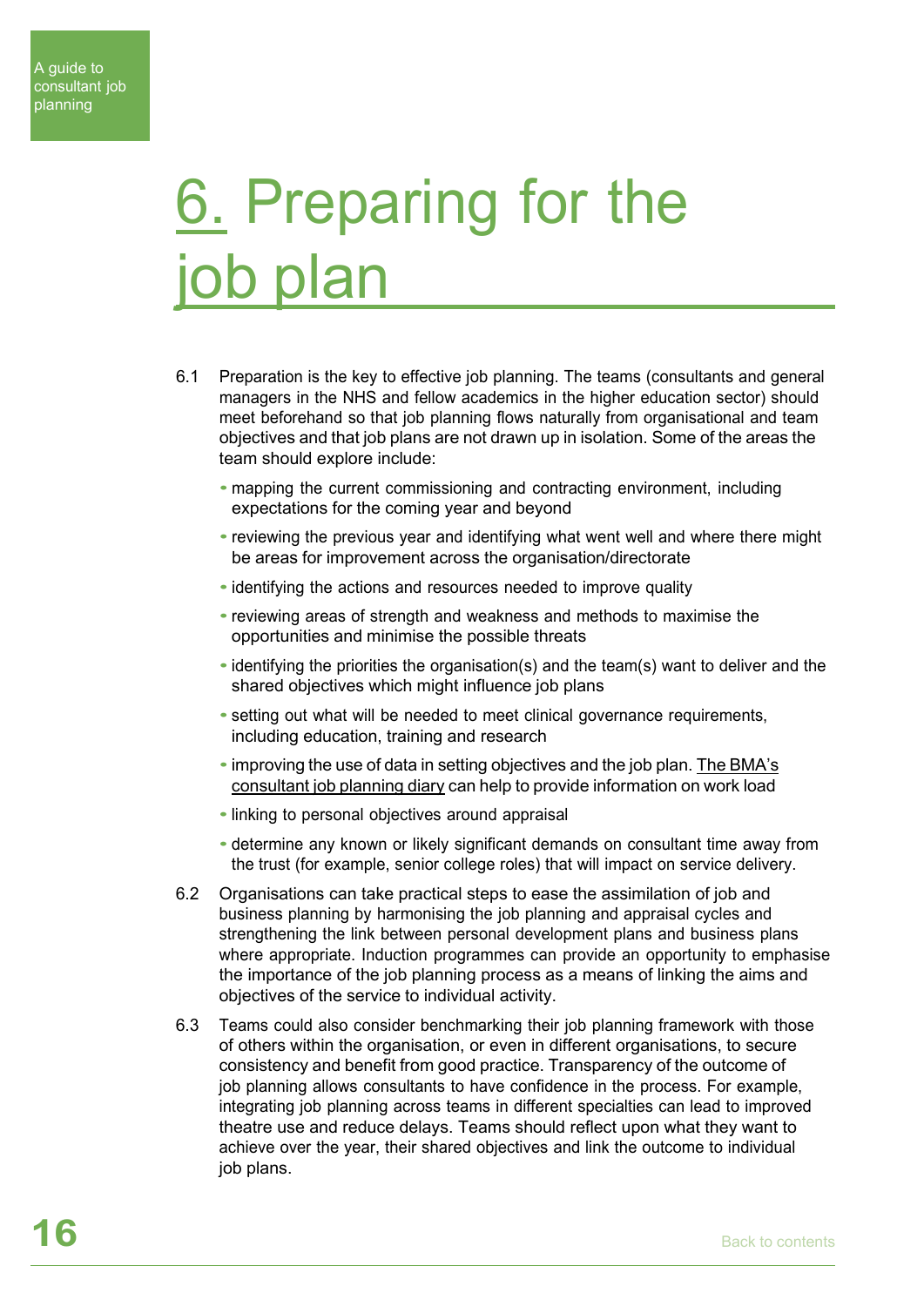# 6. Preparing for the job plan

6.1 Preparation is the key to effective job planning. The teams (consultants and general managers in the NHS and fellow academics in the higher education sector) should meet beforehand so that job planning flows naturally from organisational and team objectives and that job plans are not drawn up in isolation. Some of the areas the team should explore include:

- mapping the current commissioning and contracting environment, including expectations for the coming year and beyond
- reviewing the previous year and identifying what went well and where there might be areas for improvement across the organisation/directorate
- identifying the actions and resources needed to improve quality
- reviewing areas of strength and weakness and methods to maximise the opportunities and minimise the possible threats
- identifying the priorities the organisation(s) and the team(s) want to deliver and the shared objectives which might influence job plans
- setting out what will be needed to meet clinical governance requirements, including education, training and research
- improving the use of data in setting objectives and the job plan. The BMA's consultant job planning diary can help to provide information on work load
- linking to personal objectives around appraisal
- determine any known or likely significant demands on consultant time away from the trust (for example, senior college roles) that will impact on service delivery.

6.2 Organisations can take practical steps to ease the assimilation of job and business planning by harmonising the job planning and appraisal cycles and strengthening the link between personal development plans and business plans where appropriate. Induction programmes can provide an opportunity to emphasise the importance of the job planning process as a means of linking the aims and objectives of the service to individual activity.

6.3 Teams could also consider benchmarking their job planning framework with those of others within the organisation, or even in different organisations, to secure consistency and benefit from good practice. Transparency of the outcome of job planning allows consultants to have confidence in the process. For example, integrating job planning across teams in different specialties can lead to improved theatre use and reduce delays. Teams should reflect upon what they want to achieve over the year, their shared objectives and link the outcome to individual job plans.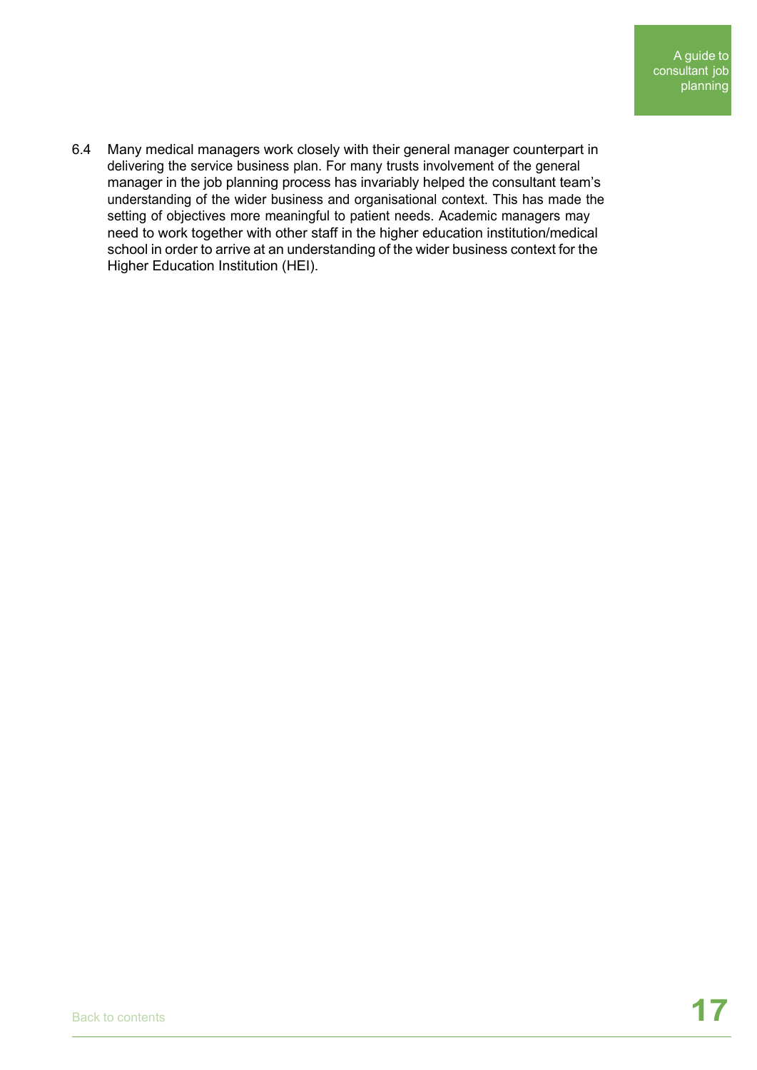6.4 Many medical managers work closely with their general manager counterpart in delivering the service business plan. For many trusts involvement of the general manager in the job planning process has invariably helped the consultant team's understanding of the wider business and organisational context. This has made the setting of objectives more meaningful to patient needs. Academic managers may need to work together with other staff in the higher education institution/medical school in order to arrive at an understanding of the wider business context for the Higher Education Institution (HEI).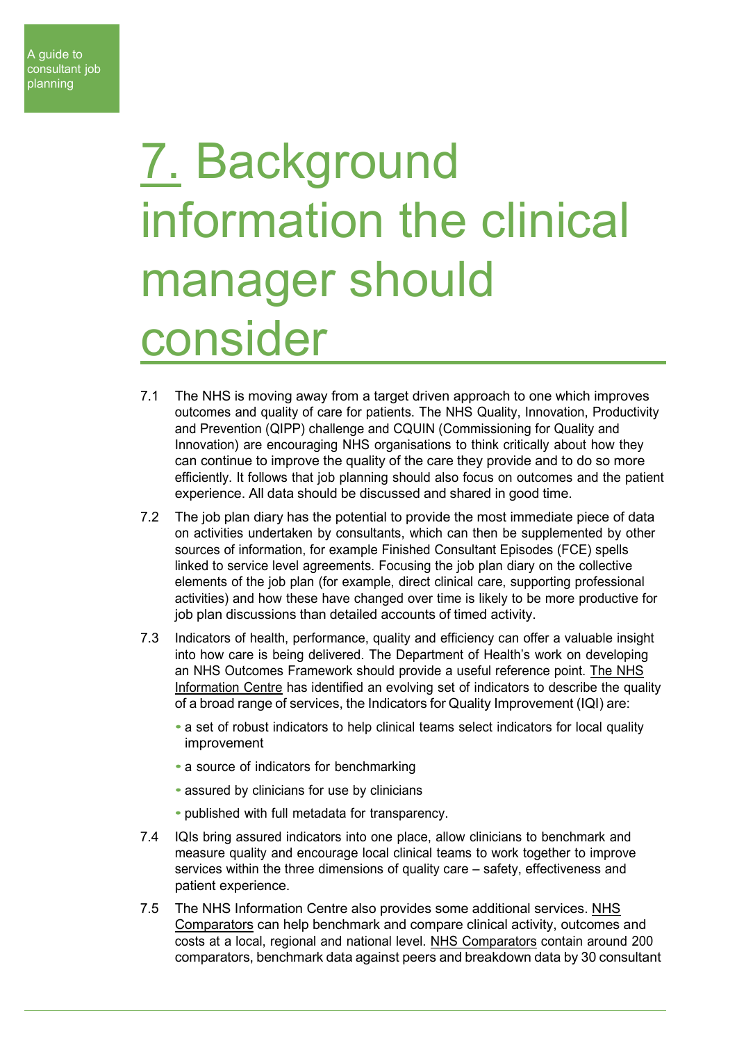# 7. Background information the clinical manager should consider

7.1 The NHS is moving away from a target driven approach to one which improves outcomes and quality of care for patients. The NHS Quality, Innovation, Productivity and Prevention (QIPP) challenge and CQUIN (Commissioning for Quality and Innovation) are encouraging NHS organisations to think critically about how they can continue to improve the quality of the care they provide and to do so more efficiently. It follows that job planning should also focus on outcomes and the patient experience. All data should be discussed and shared in good time.

7.2 The job plan diary has the potential to provide the most immediate piece of data on activities undertaken by consultants, which can then be supplemented by other sources of information, for example Finished Consultant Episodes (FCE) spells linked to service level agreements. Focusing the job plan diary on the collective elements of the job plan (for example, direct clinical care, supporting professional activities) and how these have changed over time is likely to be more productive for job plan discussions than detailed accounts of timed activity.

7.3 Indicators of health, performance, quality and efficiency can offer a valuable insight into how care is being delivered. The Department of Health's work on developing an NHS Outcomes Framework should provide a useful reference point. The NHS Information Centre has identified an evolving set of indicators to describe the quality of a broad range of services, the Indicators for Quality Improvement (IQI) are:

- a set of robust indicators to help clinical teams select indicators for local quality improvement
- a source of indicators for benchmarking
- assured by clinicians for use by clinicians
- published with full metadata for transparency.

7.4 IQIs bring assured indicators into one place, allow clinicians to benchmark and measure quality and encourage local clinical teams to work together to improve services within the three dimensions of quality care – safety, effectiveness and patient experience.

7.5 The NHS Information Centre also provides some additional services. NHS Comparators can help benchmark and compare clinical activity, outcomes and costs at a local, regional and national level. NHS Comparators contain around 200 comparators, benchmark data against peers and breakdown data by 30 consultant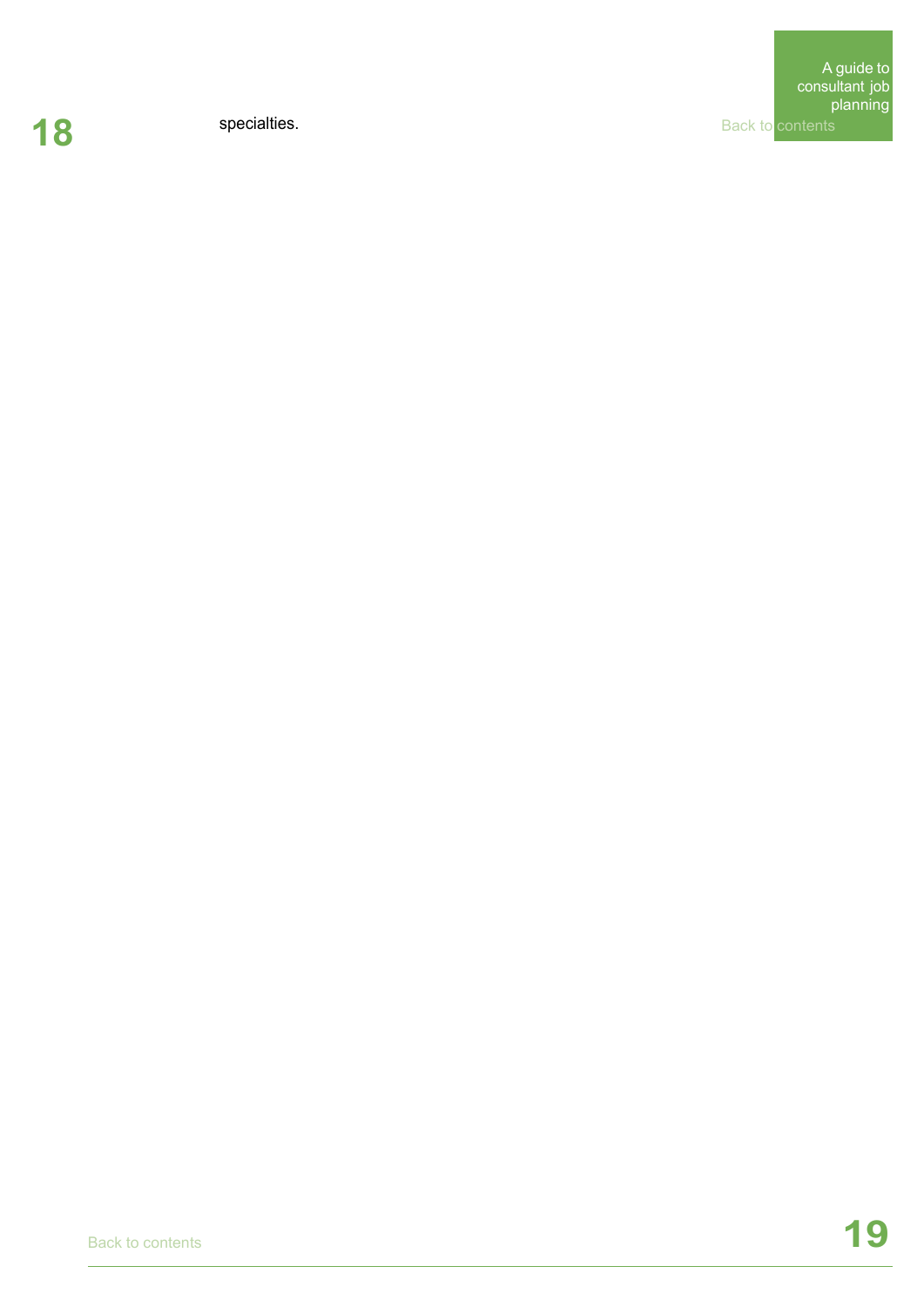specialties.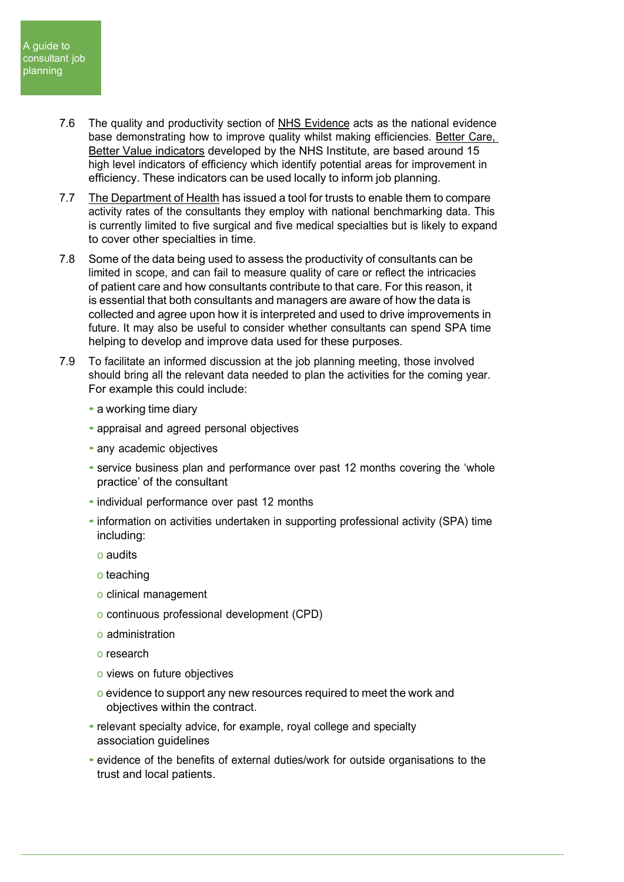7.6 The quality and productivity section of NHS Evidence acts as the national evidence base demonstrating how to improve quality whilst making efficiencies. Better Care, Better Value indicators developed by the NHS Institute, are based around 15 high level indicators of efficiency which identify potential areas for improvement in efficiency. These indicators can be used locally to inform job planning.

7.7 The Department of Health has issued a tool for trusts to enable them to compare activity rates of the consultants they employ with national benchmarking data. This is currently limited to five surgical and five medical specialties but is likely to expand to cover other specialties in time.

7.8 Some of the data being used to assess the productivity of consultants can be limited in scope, and can fail to measure quality of care or reflect the intricacies of patient care and how consultants contribute to that care. For this reason, it is essential that both consultants and managers are aware of how the data is collected and agree upon how it is interpreted and used to drive improvements in future. It may also be useful to consider whether consultants can spend SPA time helping to develop and improve data used for these purposes.

7.9 To facilitate an informed discussion at the job planning meeting, those involved should bring all the relevant data needed to plan the activities for the coming year. For example this could include:

- a working time diary
- appraisal and agreed personal objectives
- any academic objectives
- service business plan and performance over past 12 months covering the 'whole practice' of the consultant
- individual performance over past 12 months
- information on activities undertaken in supporting professional activity (SPA) time including:
  - audits
  - teaching
  - clinical management
  - continuous professional development (CPD)
  - administration
  - research
  - views on future objectives
  - evidence to support any new resources required to meet the work and objectives within the contract.
- relevant specialty advice, for example, royal college and specialty association guidelines
- evidence of the benefits of external duties/work for outside organisations to the trust and local patients.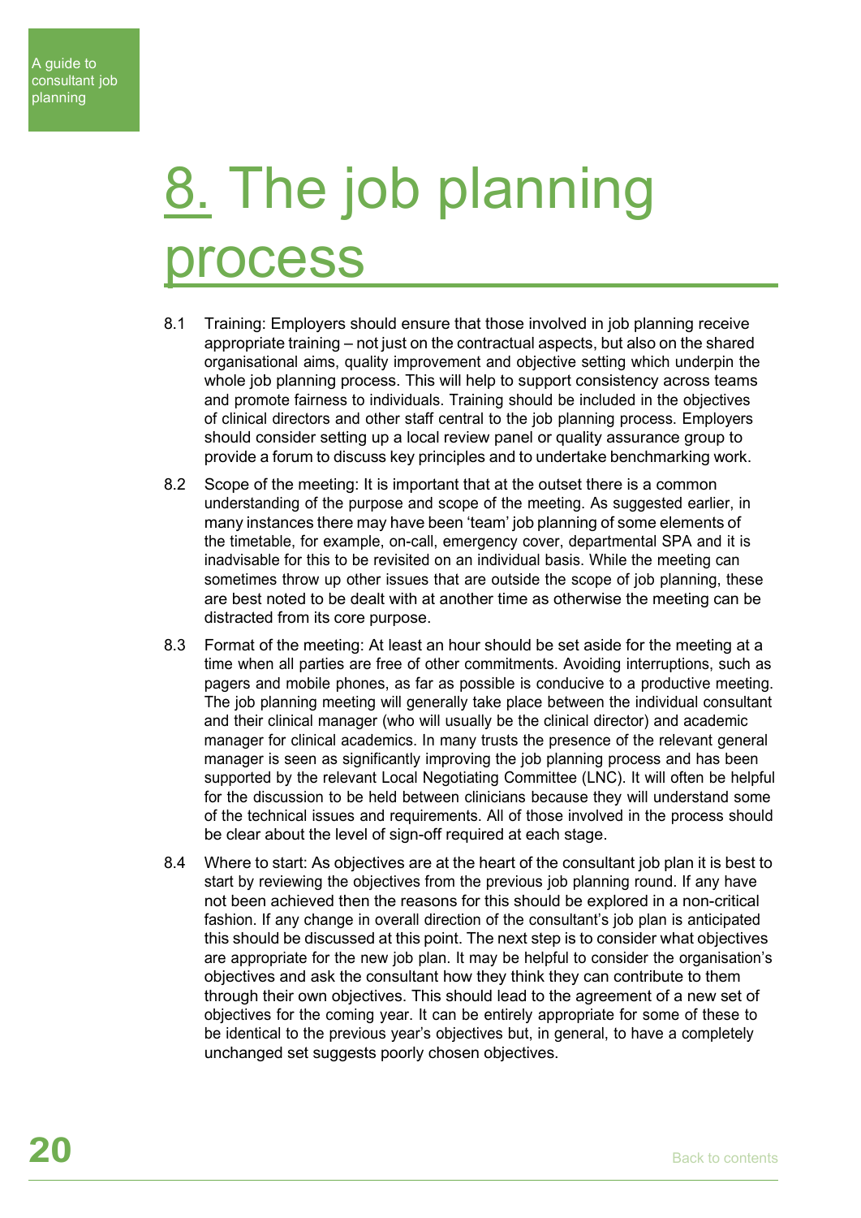# 8. The job planning process

8.1 Training: Employers should ensure that those involved in job planning receive appropriate training – not just on the contractual aspects, but also on the shared organisational aims, quality improvement and objective setting which underpin the whole job planning process. This will help to support consistency across teams and promote fairness to individuals. Training should be included in the objectives of clinical directors and other staff central to the job planning process. Employers should consider setting up a local review panel or quality assurance group to provide a forum to discuss key principles and to undertake benchmarking work.

8.2 Scope of the meeting: It is important that at the outset there is a common understanding of the purpose and scope of the meeting. As suggested earlier, in many instances there may have been 'team' job planning of some elements of the timetable, for example, on-call, emergency cover, departmental SPA and it is inadvisable for this to be revisited on an individual basis. While the meeting can sometimes throw up other issues that are outside the scope of job planning, these are best noted to be dealt with at another time as otherwise the meeting can be distracted from its core purpose.

8.3 Format of the meeting: At least an hour should be set aside for the meeting at a time when all parties are free of other commitments. Avoiding interruptions, such as pagers and mobile phones, as far as possible is conducive to a productive meeting. The job planning meeting will generally take place between the individual consultant and their clinical manager (who will usually be the clinical director) and academic manager for clinical academics. In many trusts the presence of the relevant general manager is seen as significantly improving the job planning process and has been supported by the relevant Local Negotiating Committee (LNC). It will often be helpful for the discussion to be held between clinicians because they will understand some of the technical issues and requirements. All of those involved in the process should be clear about the level of sign-off required at each stage.

8.4 Where to start: As objectives are at the heart of the consultant job plan it is best to start by reviewing the objectives from the previous job planning round. If any have not been achieved then the reasons for this should be explored in a non-critical fashion. If any change in overall direction of the consultant's job plan is anticipated this should be discussed at this point. The next step is to consider what objectives are appropriate for the new job plan. It may be helpful to consider the organisation's objectives and ask the consultant how they think they can contribute to them through their own objectives. This should lead to the agreement of a new set of objectives for the coming year. It can be entirely appropriate for some of these to be identical to the previous year's objectives but, in general, to have a completely unchanged set suggests poorly chosen objectives.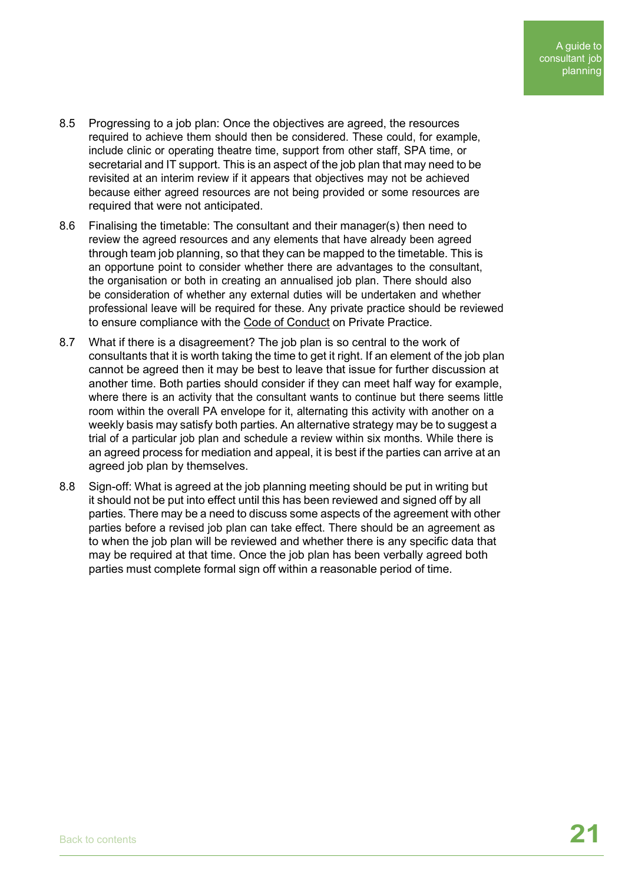8.5 Progressing to a job plan: Once the objectives are agreed, the resources required to achieve them should then be considered. These could, for example, include clinic or operating theatre time, support from other staff, SPA time, or secretarial and IT support. This is an aspect of the job plan that may need to be revisited at an interim review if it appears that objectives may not be achieved because either agreed resources are not being provided or some resources are required that were not anticipated.

8.6 Finalising the timetable: The consultant and their manager(s) then need to review the agreed resources and any elements that have already been agreed through team job planning, so that they can be mapped to the timetable. This is an opportune point to consider whether there are advantages to the consultant, the organisation or both in creating an annualised job plan. There should also be consideration of whether any external duties will be undertaken and whether professional leave will be required for these. Any private practice should be reviewed to ensure compliance with the Code of Conduct on Private Practice.

8.7 What if there is a disagreement? The job plan is so central to the work of consultants that it is worth taking the time to get it right. If an element of the job plan cannot be agreed then it may be best to leave that issue for further discussion at another time. Both parties should consider if they can meet half way for example, where there is an activity that the consultant wants to continue but there seems little room within the overall PA envelope for it, alternating this activity with another on a weekly basis may satisfy both parties. An alternative strategy may be to suggest a trial of a particular job plan and schedule a review within six months. While there is an agreed process for mediation and appeal, it is best if the parties can arrive at an agreed job plan by themselves.

8.8 Sign-off: What is agreed at the job planning meeting should be put in writing but it should not be put into effect until this has been reviewed and signed off by all parties. There may be a need to discuss some aspects of the agreement with other parties before a revised job plan can take effect. There should be an agreement as to when the job plan will be reviewed and whether there is any specific data that may be required at that time. Once the job plan has been verbally agreed both parties must complete formal sign off within a reasonable period of time.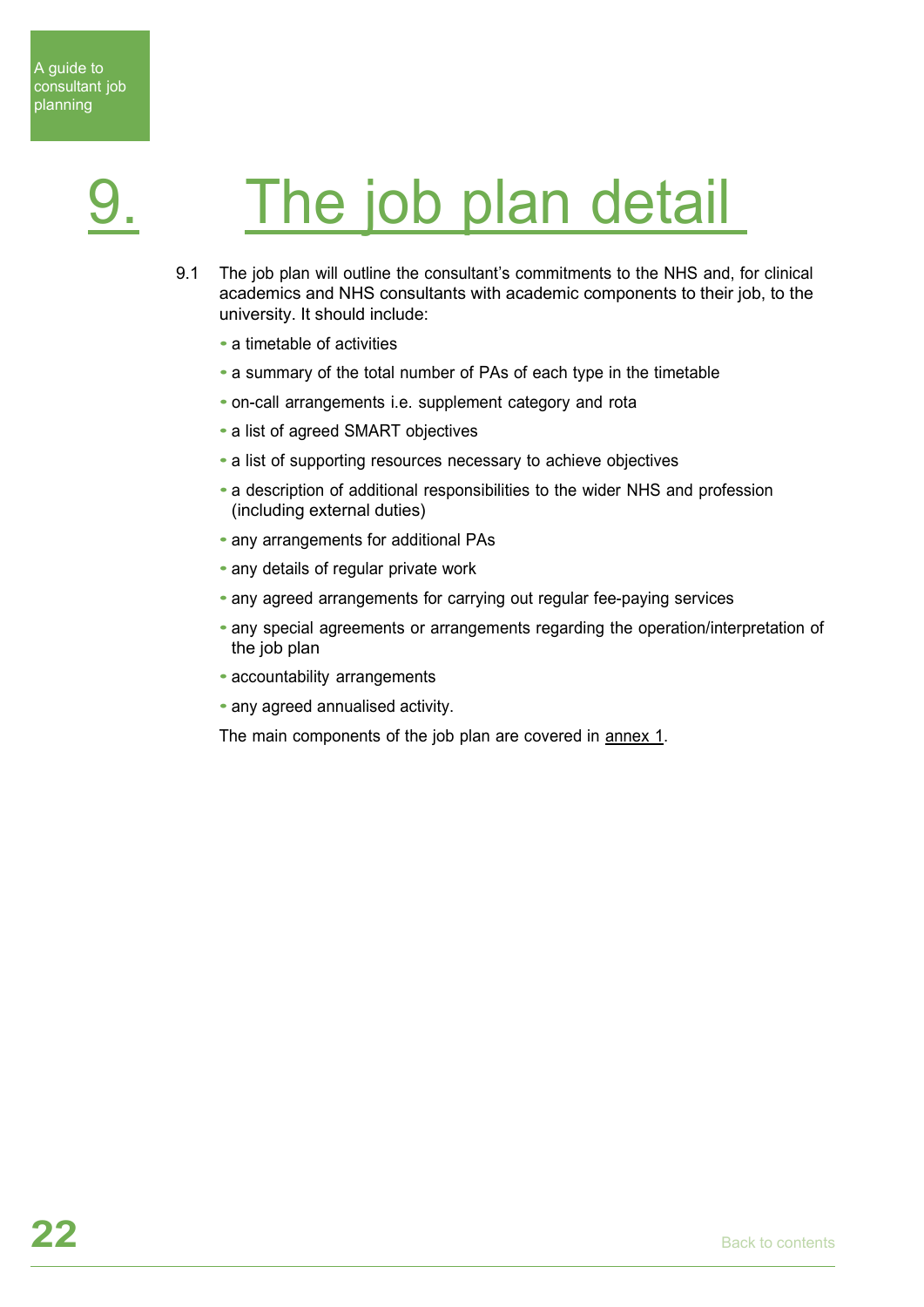# 9. The job plan detail

9.1 The job plan will outline the consultant's commitments to the NHS and, for clinical academics and NHS consultants with academic components to their job, to the university. It should include:

- a timetable of activities
- a summary of the total number of PAs of each type in the timetable
- on-call arrangements i.e. supplement category and rota
- a list of agreed SMART objectives
- a list of supporting resources necessary to achieve objectives
- a description of additional responsibilities to the wider NHS and profession (including external duties)
- any arrangements for additional PAs
- any details of regular private work
- any agreed arrangements for carrying out regular fee-paying services
- any special agreements or arrangements regarding the operation/interpretation of the job plan
- accountability arrangements
- any agreed annualised activity.

The main components of the job plan are covered in annex 1.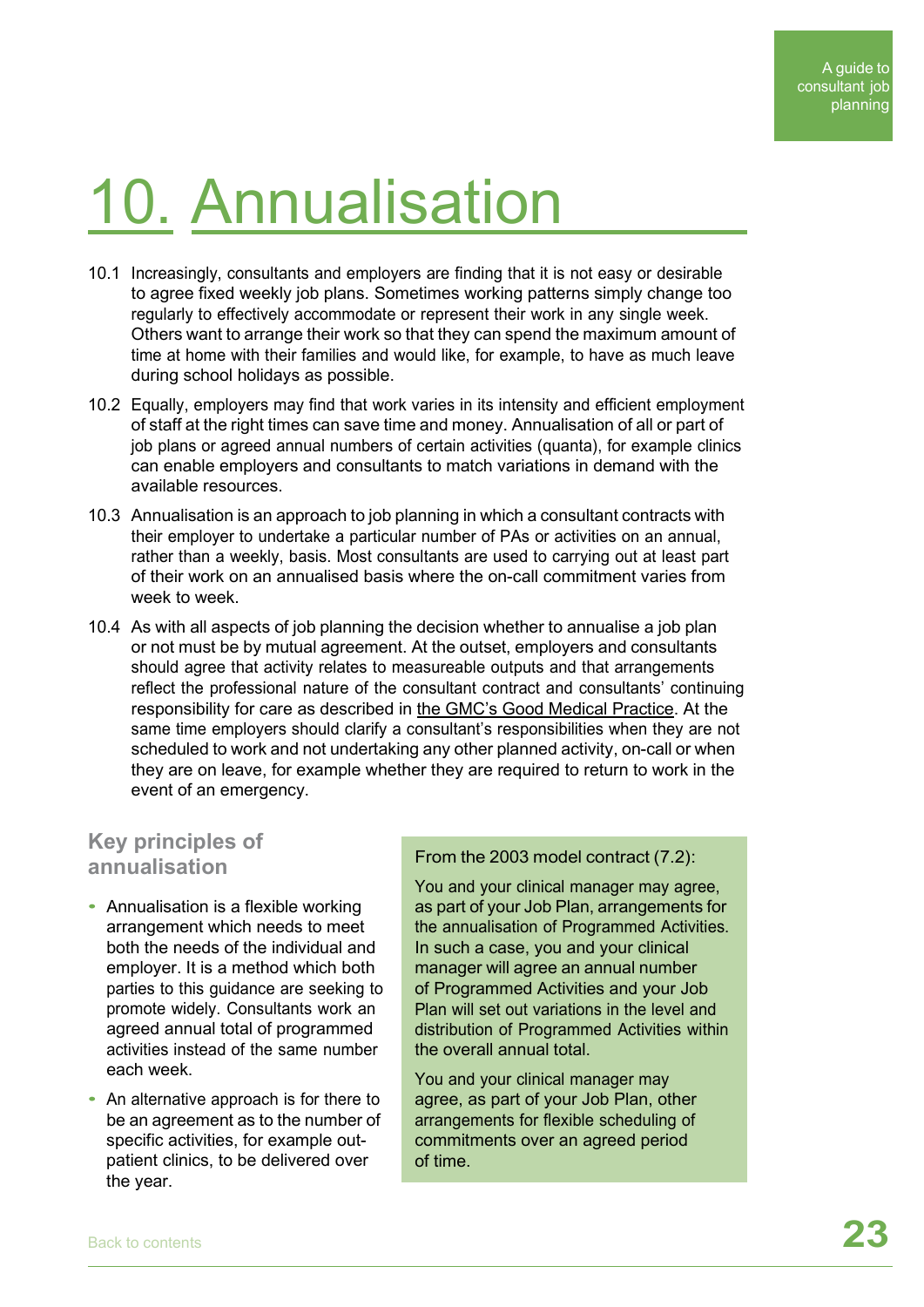# 10. Annualisation

10.1 Increasingly, consultants and employers are finding that it is not easy or desirable to agree fixed weekly job plans. Sometimes working patterns simply change too regularly to effectively accommodate or represent their work in any single week. Others want to arrange their work so that they can spend the maximum amount of time at home with their families and would like, for example, to have as much leave during school holidays as possible.

10.2 Equally, employers may find that work varies in its intensity and efficient employment of staff at the right times can save time and money. Annualisation of all or part of job plans or agreed annual numbers of certain activities (quanta), for example clinics can enable employers and consultants to match variations in demand with the available resources.

10.3 Annualisation is an approach to job planning in which a consultant contracts with their employer to undertake a particular number of PAs or activities on an annual, rather than a weekly, basis. Most consultants are used to carrying out at least part of their work on an annualised basis where the on-call commitment varies from week to week.

10.4 As with all aspects of job planning the decision whether to annualise a job plan or not must be by mutual agreement. At the outset, employers and consultants should agree that activity relates to measureable outputs and that arrangements reflect the professional nature of the consultant contract and consultants' continuing responsibility for care as described in the GMC's Good Medical Practice. At the same time employers should clarify a consultant's responsibilities when they are not scheduled to work and not undertaking any other planned activity, on-call or when they are on leave, for example whether they are required to return to work in the event of an emergency.

## Key principles of annualisation

- Annualisation is a flexible working arrangement which needs to meet both the needs of the individual and employer. It is a method which both parties to this guidance are seeking to promote widely. Consultants work an agreed annual total of programmed activities instead of the same number each week.
- An alternative approach is for there to be an agreement as to the number of specific activities, for example out-patient clinics, to be delivered over the year.

From the 2003 model contract (7.2):

You and your clinical manager may agree, as part of your Job Plan, arrangements for the annualisation of Programmed Activities. In such a case, you and your clinical manager will agree an annual number of Programmed Activities and your Job Plan will set out variations in the level and distribution of Programmed Activities within the overall annual total.

You and your clinical manager may agree, as part of your Job Plan, other arrangements for flexible scheduling of commitments over an agreed period of time.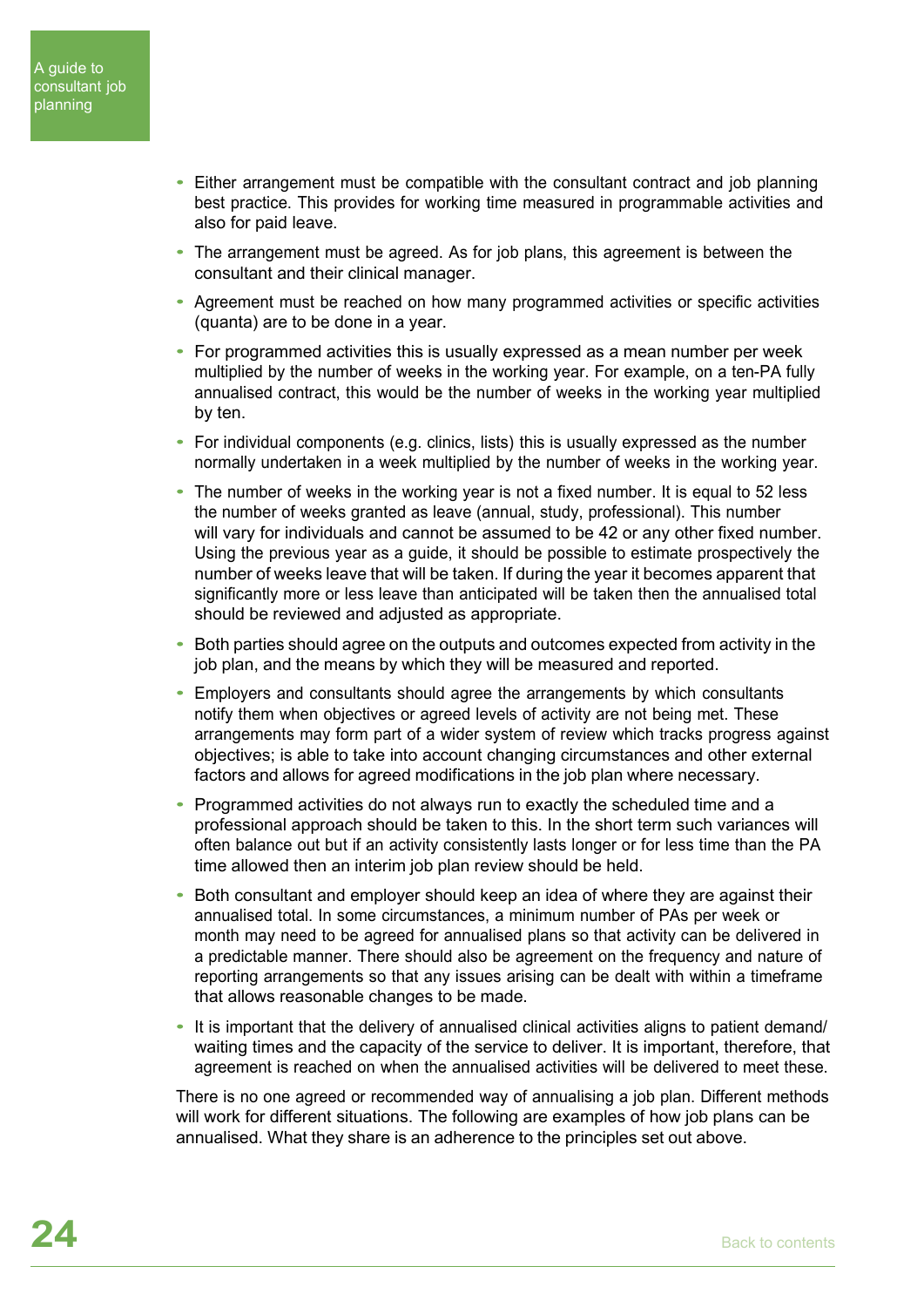- Either arrangement must be compatible with the consultant contract and job planning best practice. This provides for working time measured in programmable activities and also for paid leave.
- The arrangement must be agreed. As for job plans, this agreement is between the consultant and their clinical manager.
- Agreement must be reached on how many programmed activities or specific activities (quanta) are to be done in a year.
- For programmed activities this is usually expressed as a mean number per week multiplied by the number of weeks in the working year. For example, on a ten-PA fully annualised contract, this would be the number of weeks in the working year multiplied by ten.
- For individual components (e.g. clinics, lists) this is usually expressed as the number normally undertaken in a week multiplied by the number of weeks in the working year.
- The number of weeks in the working year is not a fixed number. It is equal to 52 less the number of weeks granted as leave (annual, study, professional). This number will vary for individuals and cannot be assumed to be 42 or any other fixed number. Using the previous year as a guide, it should be possible to estimate prospectively the number of weeks leave that will be taken. If during the year it becomes apparent that significantly more or less leave than anticipated will be taken then the annualised total should be reviewed and adjusted as appropriate.
- Both parties should agree on the outputs and outcomes expected from activity in the job plan, and the means by which they will be measured and reported.
- Employers and consultants should agree the arrangements by which consultants notify them when objectives or agreed levels of activity are not being met. These arrangements may form part of a wider system of review which tracks progress against objectives; is able to take into account changing circumstances and other external factors and allows for agreed modifications in the job plan where necessary.
- Programmed activities do not always run to exactly the scheduled time and a professional approach should be taken to this. In the short term such variances will often balance out but if an activity consistently lasts longer or for less time than the PA time allowed then an interim job plan review should be held.
- Both consultant and employer should keep an idea of where they are against their annualised total. In some circumstances, a minimum number of PAs per week or month may need to be agreed for annualised plans so that activity can be delivered in a predictable manner. There should also be agreement on the frequency and nature of reporting arrangements so that any issues arising can be dealt with within a timeframe that allows reasonable changes to be made.
- It is important that the delivery of annualised clinical activities aligns to patient demand/ waiting times and the capacity of the service to deliver. It is important, therefore, that agreement is reached on when the annualised activities will be delivered to meet these.

There is no one agreed or recommended way of annualising a job plan. Different methods will work for different situations. The following are examples of how job plans can be annualised. What they share is an adherence to the principles set out above.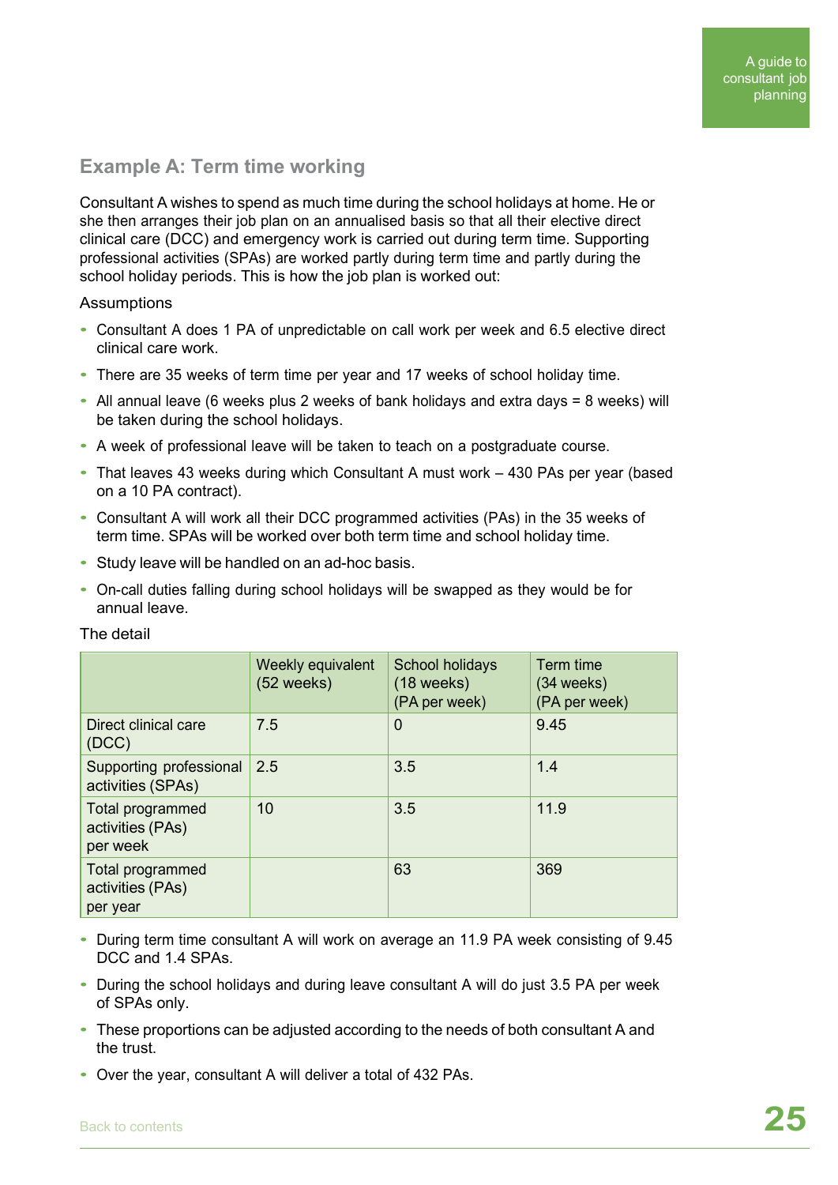## Example A: Term time working

Consultant A wishes to spend as much time during the school holidays at home. He or she then arranges their job plan on an annualised basis so that all their elective direct clinical care (DCC) and emergency work is carried out during term time. Supporting professional activities (SPAs) are worked partly during term time and partly during the school holiday periods. This is how the job plan is worked out:

Assumptions

- Consultant A does 1 PA of unpredictable on call work per week and 6.5 elective direct clinical care work.
- There are 35 weeks of term time per year and 17 weeks of school holiday time.
- All annual leave (6 weeks plus 2 weeks of bank holidays and extra days = 8 weeks) will be taken during the school holidays.
- A week of professional leave will be taken to teach on a postgraduate course.
- That leaves 43 weeks during which Consultant A must work – 430 PAs per year (based on a 10 PA contract).
- Consultant A will work all their DCC programmed activities (PAs) in the 35 weeks of term time. SPAs will be worked over both term time and school holiday time.
- Study leave will be handled on an ad-hoc basis.
- On-call duties falling during school holidays will be swapped as they would be for annual leave.

The detail

| | Weekly equivalent (52 weeks) | School holidays (18 weeks) (PA per week) | Term time (34 weeks) (PA per week) |
|---|---|---|---|
| Direct clinical care (DCC) | 7.5 | 0 | 9.45 |
| Supporting professional activities (SPAs) | 2.5 | 3.5 | 1.4 |
| Total programmed activities (PAs) per week | 10 | 3.5 | 11.9 |
| Total programmed activities (PAs) per year | | 63 | 369 |

- During term time consultant A will work on average an 11.9 PA week consisting of 9.45 DCC and 1.4 SPAs.
- During the school holidays and during leave consultant A will do just 3.5 PA per week of SPAs only.
- These proportions can be adjusted according to the needs of both consultant A and the trust.
- Over the year, consultant A will deliver a total of 432 PAs.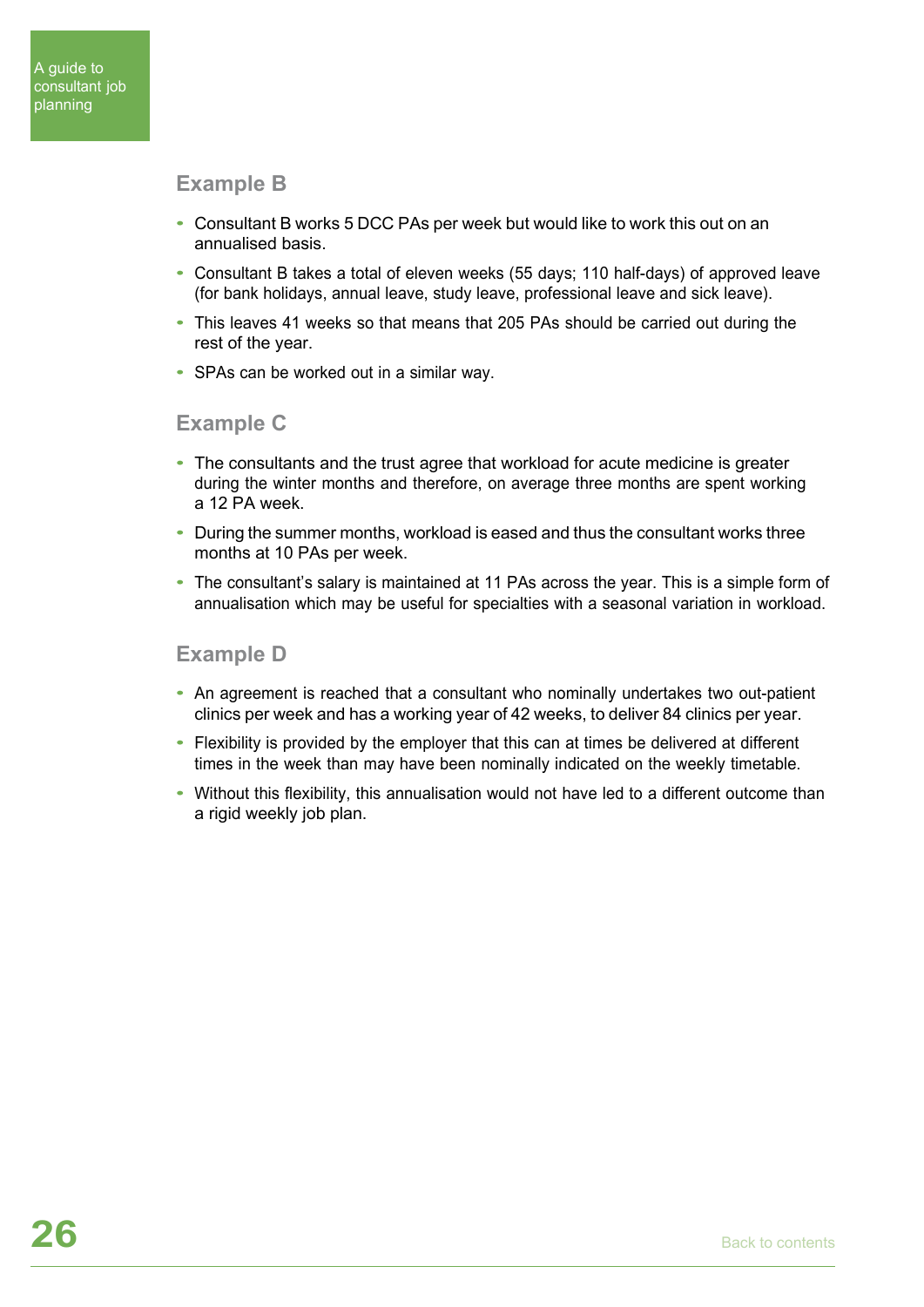### Example B

- Consultant B works 5 DCC PAs per week but would like to work this out on an annualised basis.
- Consultant B takes a total of eleven weeks (55 days; 110 half-days) of approved leave (for bank holidays, annual leave, study leave, professional leave and sick leave).
- This leaves 41 weeks so that means that 205 PAs should be carried out during the rest of the year.
- SPAs can be worked out in a similar way.

### Example C

- The consultants and the trust agree that workload for acute medicine is greater during the winter months and therefore, on average three months are spent working a 12 PA week.
- During the summer months, workload is eased and thus the consultant works three months at 10 PAs per week.
- The consultant's salary is maintained at 11 PAs across the year. This is a simple form of annualisation which may be useful for specialties with a seasonal variation in workload.

### Example D

- An agreement is reached that a consultant who nominally undertakes two out-patient clinics per week and has a working year of 42 weeks, to deliver 84 clinics per year.
- Flexibility is provided by the employer that this can at times be delivered at different times in the week than may have been nominally indicated on the weekly timetable.
- Without this flexibility, this annualisation would not have led to a different outcome than a rigid weekly job plan.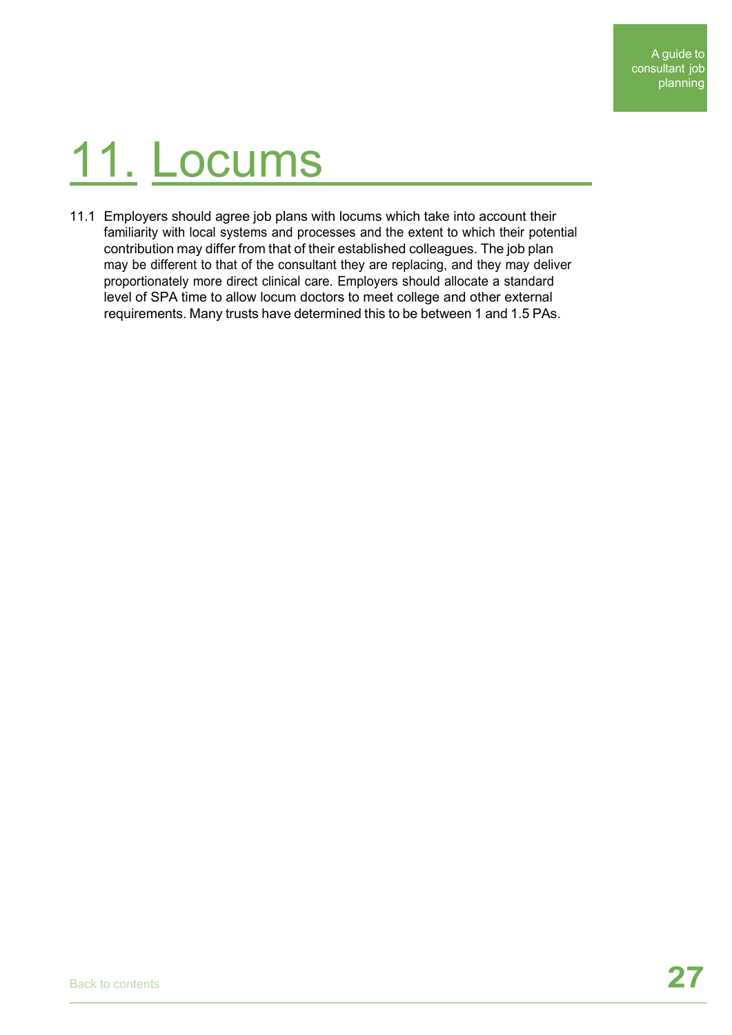# 11. Locums

11.1 Employers should agree job plans with locums which take into account their familiarity with local systems and processes and the extent to which their potential contribution may differ from that of their established colleagues. The job plan may be different to that of the consultant they are replacing, and they may deliver proportionately more direct clinical care. Employers should allocate a standard level of SPA time to allow locum doctors to meet college and other external requirements. Many trusts have determined this to be between 1 and 1.5 PAs.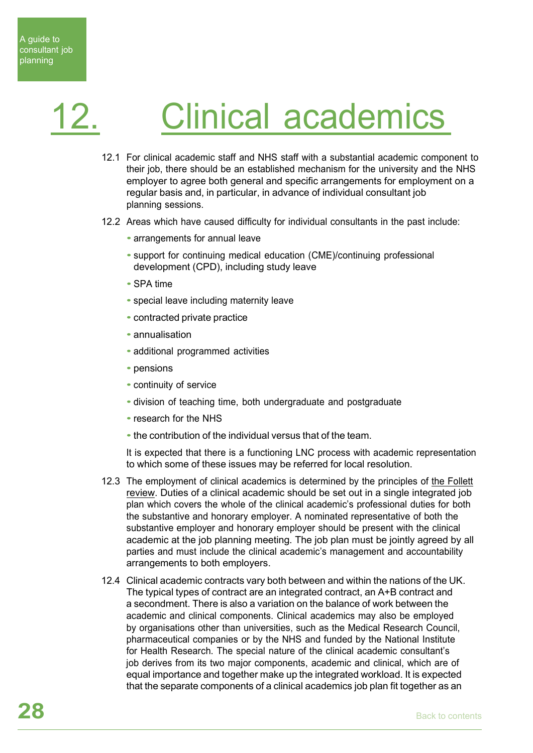# 12. Clinical academics

12.1 For clinical academic staff and NHS staff with a substantial academic component to their job, there should be an established mechanism for the university and the NHS employer to agree both general and specific arrangements for employment on a regular basis and, in particular, in advance of individual consultant job planning sessions.

12.2 Areas which have caused difficulty for individual consultants in the past include:

- arrangements for annual leave
- support for continuing medical education (CME)/continuing professional development (CPD), including study leave
- SPA time
- special leave including maternity leave
- contracted private practice
- annualisation
- additional programmed activities
- pensions
- continuity of service
- division of teaching time, both undergraduate and postgraduate
- research for the NHS
- the contribution of the individual versus that of the team.

It is expected that there is a functioning LNC process with academic representation to which some of these issues may be referred for local resolution.

12.3 The employment of clinical academics is determined by the principles of the Follett review. Duties of a clinical academic should be set out in a single integrated job plan which covers the whole of the clinical academic's professional duties for both the substantive and honorary employer. A nominated representative of both the substantive employer and honorary employer should be present with the clinical academic at the job planning meeting. The job plan must be jointly agreed by all parties and must include the clinical academic's management and accountability arrangements to both employers.

12.4 Clinical academic contracts vary both between and within the nations of the UK. The typical types of contract are an integrated contract, an A+B contract and a secondment. There is also a variation on the balance of work between the academic and clinical components. Clinical academics may also be employed by organisations other than universities, such as the Medical Research Council, pharmaceutical companies or by the NHS and funded by the National Institute for Health Research. The special nature of the clinical academic consultant's job derives from its two major components, academic and clinical, which are of equal importance and together make up the integrated workload. It is expected that the separate components of a clinical academics job plan fit together as an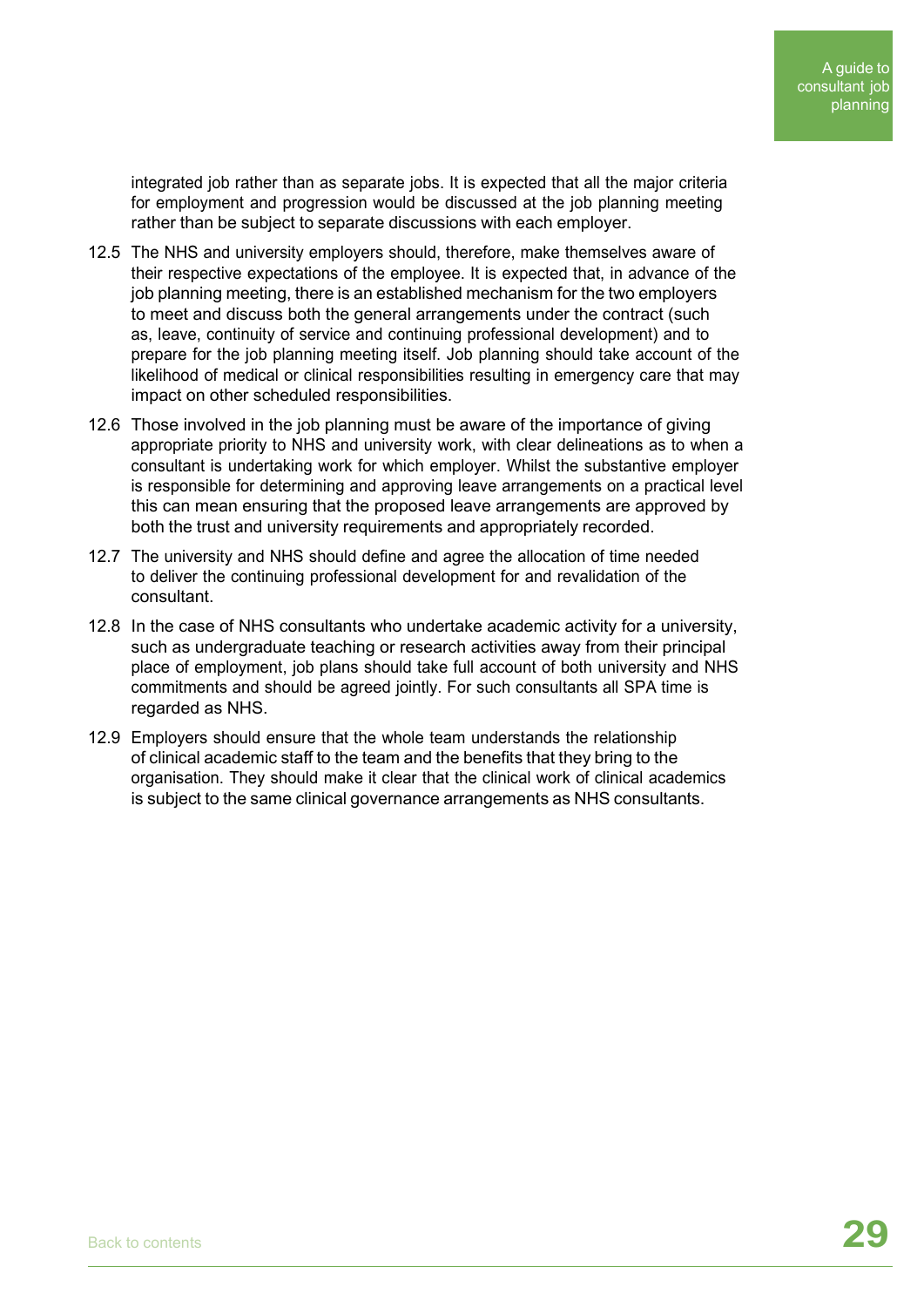integrated job rather than as separate jobs. It is expected that all the major criteria for employment and progression would be discussed at the job planning meeting rather than be subject to separate discussions with each employer.

12.5 The NHS and university employers should, therefore, make themselves aware of their respective expectations of the employee. It is expected that, in advance of the job planning meeting, there is an established mechanism for the two employers to meet and discuss both the general arrangements under the contract (such as, leave, continuity of service and continuing professional development) and to prepare for the job planning meeting itself. Job planning should take account of the likelihood of medical or clinical responsibilities resulting in emergency care that may impact on other scheduled responsibilities.

12.6 Those involved in the job planning must be aware of the importance of giving appropriate priority to NHS and university work, with clear delineations as to when a consultant is undertaking work for which employer. Whilst the substantive employer is responsible for determining and approving leave arrangements on a practical level this can mean ensuring that the proposed leave arrangements are approved by both the trust and university requirements and appropriately recorded.

12.7 The university and NHS should define and agree the allocation of time needed to deliver the continuing professional development for and revalidation of the consultant.

12.8 In the case of NHS consultants who undertake academic activity for a university, such as undergraduate teaching or research activities away from their principal place of employment, job plans should take full account of both university and NHS commitments and should be agreed jointly. For such consultants all SPA time is regarded as NHS.

12.9 Employers should ensure that the whole team understands the relationship of clinical academic staff to the team and the benefits that they bring to the organisation. They should make it clear that the clinical work of clinical academics is subject to the same clinical governance arrangements as NHS consultants.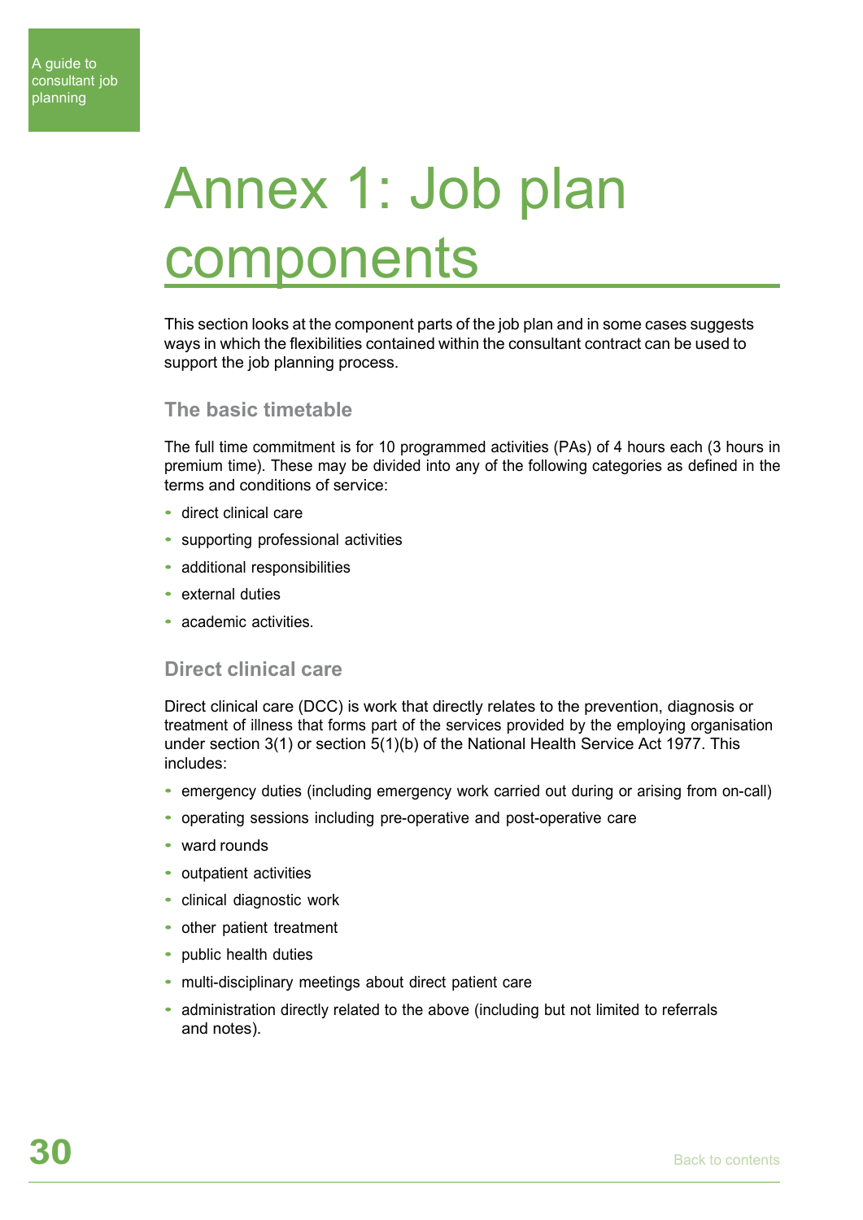# Annex 1: Job plan components

This section looks at the component parts of the job plan and in some cases suggests ways in which the flexibilities contained within the consultant contract can be used to support the job planning process.

## The basic timetable

The full time commitment is for 10 programmed activities (PAs) of 4 hours each (3 hours in premium time). These may be divided into any of the following categories as defined in the terms and conditions of service:

- direct clinical care
- supporting professional activities
- additional responsibilities
- external duties
- academic activities.

## Direct clinical care

Direct clinical care (DCC) is work that directly relates to the prevention, diagnosis or treatment of illness that forms part of the services provided by the employing organisation under section 3(1) or section 5(1)(b) of the National Health Service Act 1977. This includes:

- emergency duties (including emergency work carried out during or arising from on-call)
- operating sessions including pre-operative and post-operative care
- ward rounds
- outpatient activities
- clinical diagnostic work
- other patient treatment
- public health duties
- multi-disciplinary meetings about direct patient care
- administration directly related to the above (including but not limited to referrals and notes).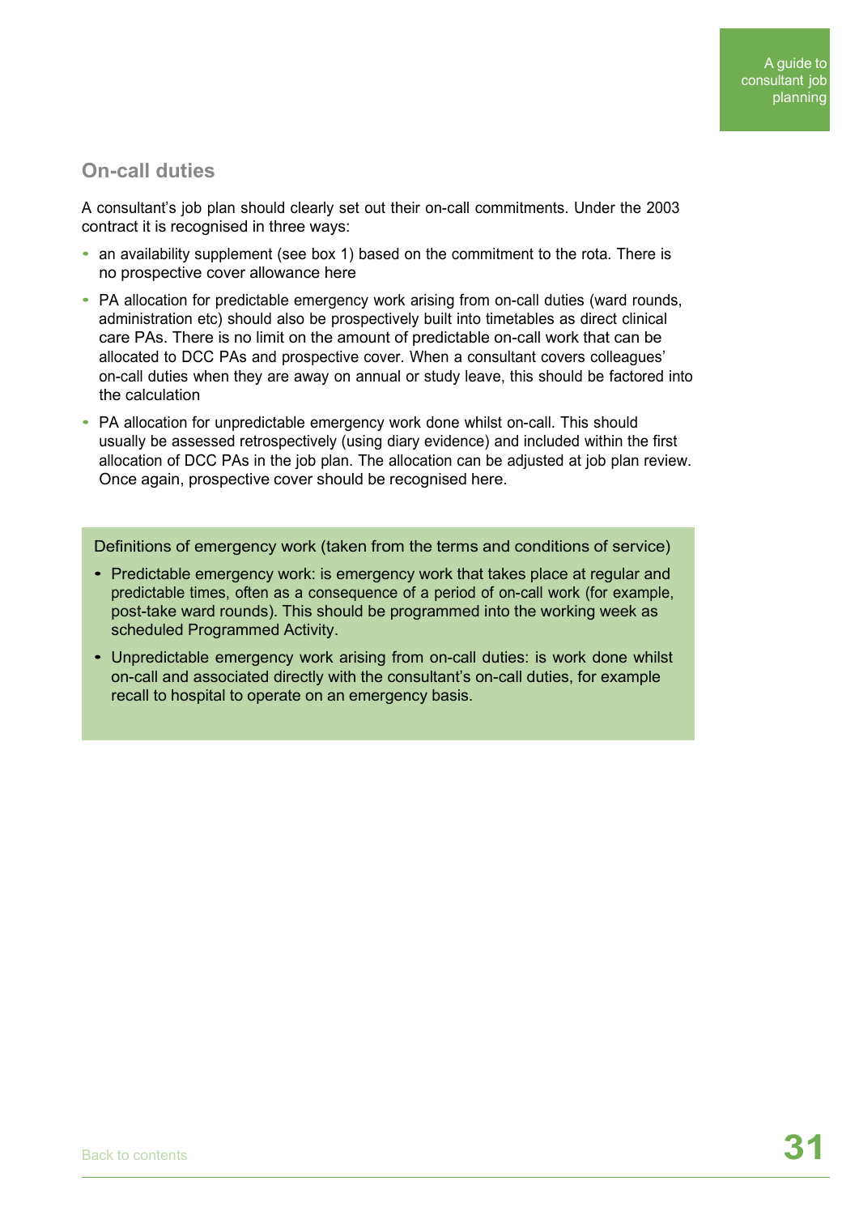## On-call duties

A consultant's job plan should clearly set out their on-call commitments. Under the 2003 contract it is recognised in three ways:

- an availability supplement (see box 1) based on the commitment to the rota. There is no prospective cover allowance here
- PA allocation for predictable emergency work arising from on-call duties (ward rounds, administration etc) should also be prospectively built into timetables as direct clinical care PAs. There is no limit on the amount of predictable on-call work that can be allocated to DCC PAs and prospective cover. When a consultant covers colleagues' on-call duties when they are away on annual or study leave, this should be factored into the calculation
- PA allocation for unpredictable emergency work done whilst on-call. This should usually be assessed retrospectively (using diary evidence) and included within the first allocation of DCC PAs in the job plan. The allocation can be adjusted at job plan review. Once again, prospective cover should be recognised here.

Definitions of emergency work (taken from the terms and conditions of service)

- Predictable emergency work: is emergency work that takes place at regular and predictable times, often as a consequence of a period of on-call work (for example, post-take ward rounds). This should be programmed into the working week as scheduled Programmed Activity.
- Unpredictable emergency work arising from on-call duties: is work done whilst on-call and associated directly with the consultant's on-call duties, for example recall to hospital to operate on an emergency basis.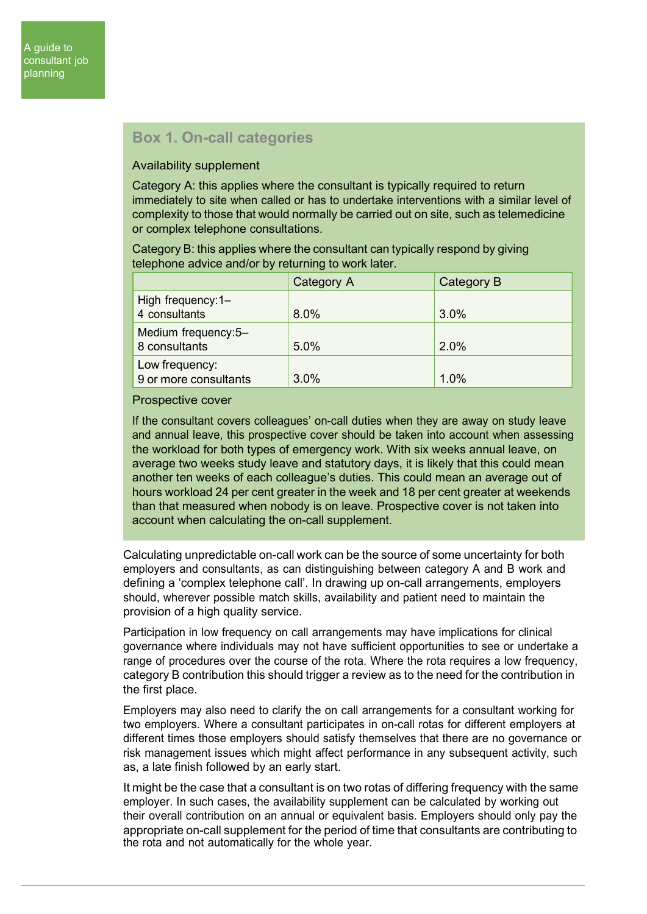### Box 1. On-call categories

Availability supplement

Category A: this applies where the consultant is typically required to return immediately to site when called or has to undertake interventions with a similar level of complexity to those that would normally be carried out on site, such as telemedicine or complex telephone consultations.

Category B: this applies where the consultant can typically respond by giving telephone advice and/or by returning to work later.

| | Category A | Category B |
|---|---|---|
| High frequency:1–4 consultants | 8.0% | 3.0% |
| Medium frequency:5–8 consultants | 5.0% | 2.0% |
| Low frequency: 9 or more consultants | 3.0% | 1.0% |

Prospective cover

If the consultant covers colleagues' on-call duties when they are away on study leave and annual leave, this prospective cover should be taken into account when assessing the workload for both types of emergency work. With six weeks annual leave, on average two weeks study leave and statutory days, it is likely that this could mean another ten weeks of each colleague's duties. This could mean an average out of hours workload 24 per cent greater in the week and 18 per cent greater at weekends than that measured when nobody is on leave. Prospective cover is not taken into account when calculating the on-call supplement.

Calculating unpredictable on-call work can be the source of some uncertainty for both employers and consultants, as can distinguishing between category A and B work and defining a 'complex telephone call'. In drawing up on-call arrangements, employers should, wherever possible match skills, availability and patient need to maintain the provision of a high quality service.

Participation in low frequency on call arrangements may have implications for clinical governance where individuals may not have sufficient opportunities to see or undertake a range of procedures over the course of the rota. Where the rota requires a low frequency, category B contribution this should trigger a review as to the need for the contribution in the first place.

Employers may also need to clarify the on call arrangements for a consultant working for two employers. Where a consultant participates in on-call rotas for different employers at different times those employers should satisfy themselves that there are no governance or risk management issues which might affect performance in any subsequent activity, such as, a late finish followed by an early start.

It might be the case that a consultant is on two rotas of differing frequency with the same employer. In such cases, the availability supplement can be calculated by working out their overall contribution on an annual or equivalent basis. Employers should only pay the appropriate on-call supplement for the period of time that consultants are contributing to the rota and not automatically for the whole year.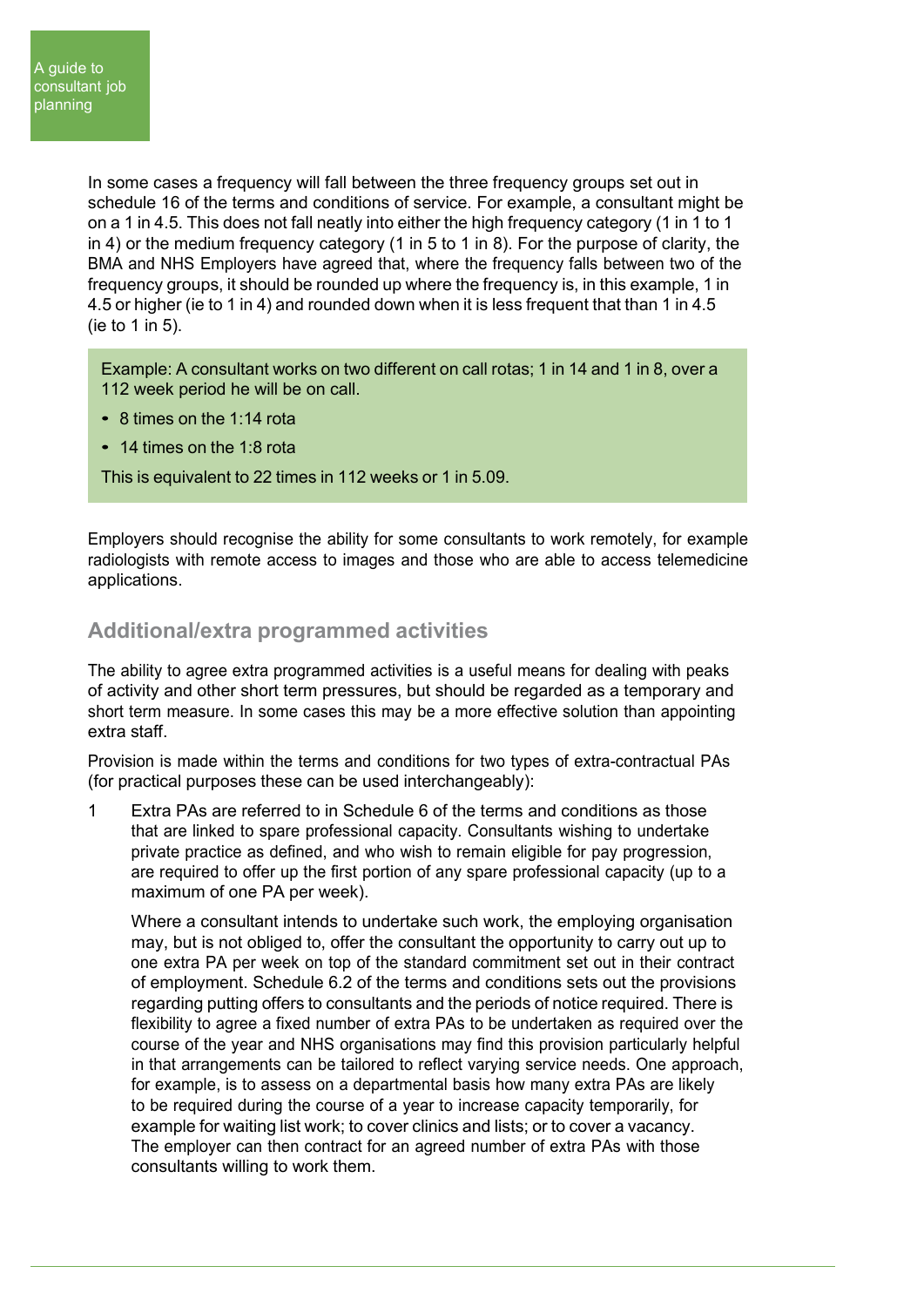In some cases a frequency will fall between the three frequency groups set out in schedule 16 of the terms and conditions of service. For example, a consultant might be on a 1 in 4.5. This does not fall neatly into either the high frequency category (1 in 1 to 1 in 4) or the medium frequency category (1 in 5 to 1 in 8). For the purpose of clarity, the BMA and NHS Employers have agreed that, where the frequency falls between two of the frequency groups, it should be rounded up where the frequency is, in this example, 1 in 4.5 or higher (ie to 1 in 4) and rounded down when it is less frequent that than 1 in 4.5 (ie to 1 in 5).

> Example: A consultant works on two different on call rotas; 1 in 14 and 1 in 8, over a 112 week period he will be on call.
>
> - 8 times on the 1:14 rota
> - 14 times on the 1:8 rota
>
> This is equivalent to 22 times in 112 weeks or 1 in 5.09.

Employers should recognise the ability for some consultants to work remotely, for example radiologists with remote access to images and those who are able to access telemedicine applications.

## Additional/extra programmed activities

The ability to agree extra programmed activities is a useful means for dealing with peaks of activity and other short term pressures, but should be regarded as a temporary and short term measure. In some cases this may be a more effective solution than appointing extra staff.

Provision is made within the terms and conditions for two types of extra-contractual PAs (for practical purposes these can be used interchangeably):

1. Extra PAs are referred to in Schedule 6 of the terms and conditions as those that are linked to spare professional capacity. Consultants wishing to undertake private practice as defined, and who wish to remain eligible for pay progression, are required to offer up the first portion of any spare professional capacity (up to a maximum of one PA per week).

   Where a consultant intends to undertake such work, the employing organisation may, but is not obliged to, offer the consultant the opportunity to carry out up to one extra PA per week on top of the standard commitment set out in their contract of employment. Schedule 6.2 of the terms and conditions sets out the provisions regarding putting offers to consultants and the periods of notice required. There is flexibility to agree a fixed number of extra PAs to be undertaken as required over the course of the year and NHS organisations may find this provision particularly helpful in that arrangements can be tailored to reflect varying service needs. One approach, for example, is to assess on a departmental basis how many extra PAs are likely to be required during the course of a year to increase capacity temporarily, for example for waiting list work; to cover clinics and lists; or to cover a vacancy. The employer can then contract for an agreed number of extra PAs with those consultants willing to work them.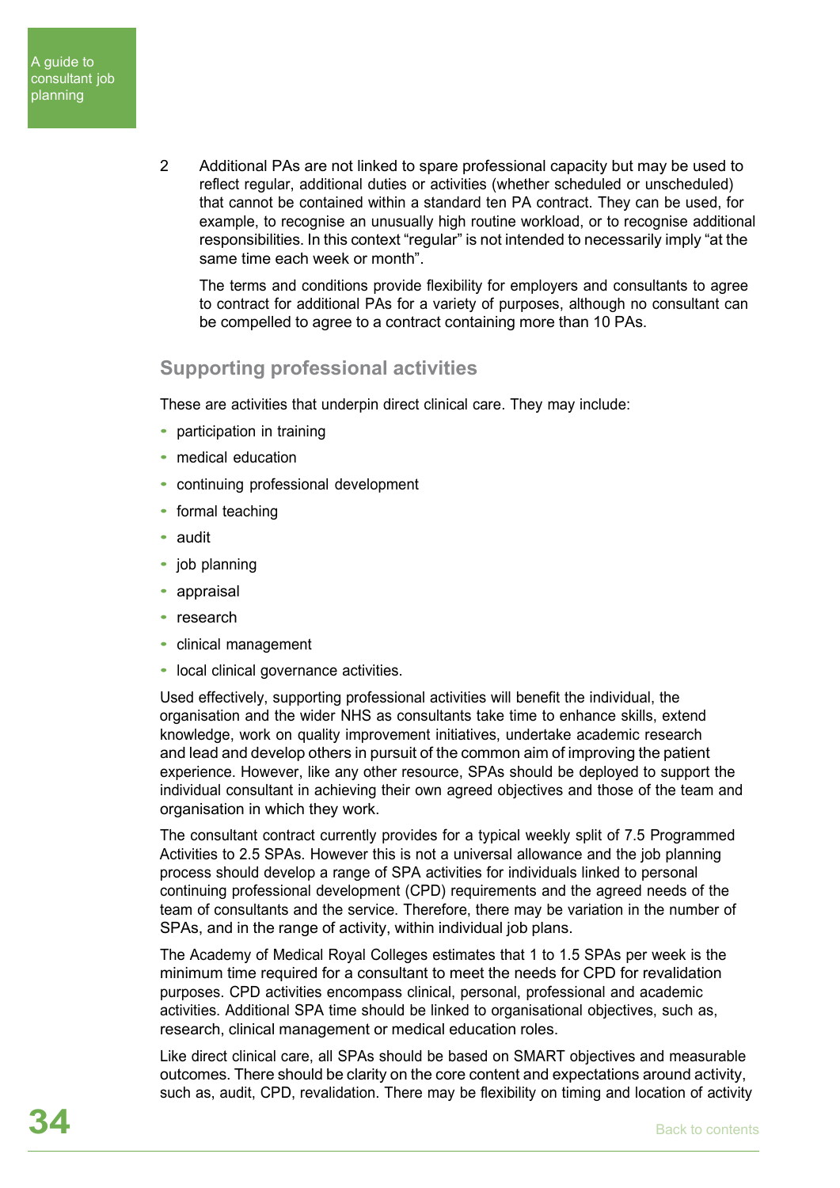2 Additional PAs are not linked to spare professional capacity but may be used to reflect regular, additional duties or activities (whether scheduled or unscheduled) that cannot be contained within a standard ten PA contract. They can be used, for example, to recognise an unusually high routine workload, or to recognise additional responsibilities. In this context "regular" is not intended to necessarily imply "at the same time each week or month".

   The terms and conditions provide flexibility for employers and consultants to agree to contract for additional PAs for a variety of purposes, although no consultant can be compelled to agree to a contract containing more than 10 PAs.

## Supporting professional activities

These are activities that underpin direct clinical care. They may include:

- participation in training
- medical education
- continuing professional development
- formal teaching
- audit
- job planning
- appraisal
- research
- clinical management
- local clinical governance activities.

Used effectively, supporting professional activities will benefit the individual, the organisation and the wider NHS as consultants take time to enhance skills, extend knowledge, work on quality improvement initiatives, undertake academic research and lead and develop others in pursuit of the common aim of improving the patient experience. However, like any other resource, SPAs should be deployed to support the individual consultant in achieving their own agreed objectives and those of the team and organisation in which they work.

The consultant contract currently provides for a typical weekly split of 7.5 Programmed Activities to 2.5 SPAs. However this is not a universal allowance and the job planning process should develop a range of SPA activities for individuals linked to personal continuing professional development (CPD) requirements and the agreed needs of the team of consultants and the service. Therefore, there may be variation in the number of SPAs, and in the range of activity, within individual job plans.

The Academy of Medical Royal Colleges estimates that 1 to 1.5 SPAs per week is the minimum time required for a consultant to meet the needs for CPD for revalidation purposes. CPD activities encompass clinical, personal, professional and academic activities. Additional SPA time should be linked to organisational objectives, such as, research, clinical management or medical education roles.

Like direct clinical care, all SPAs should be based on SMART objectives and measurable outcomes. There should be clarity on the core content and expectations around activity, such as, audit, CPD, revalidation. There may be flexibility on timing and location of activity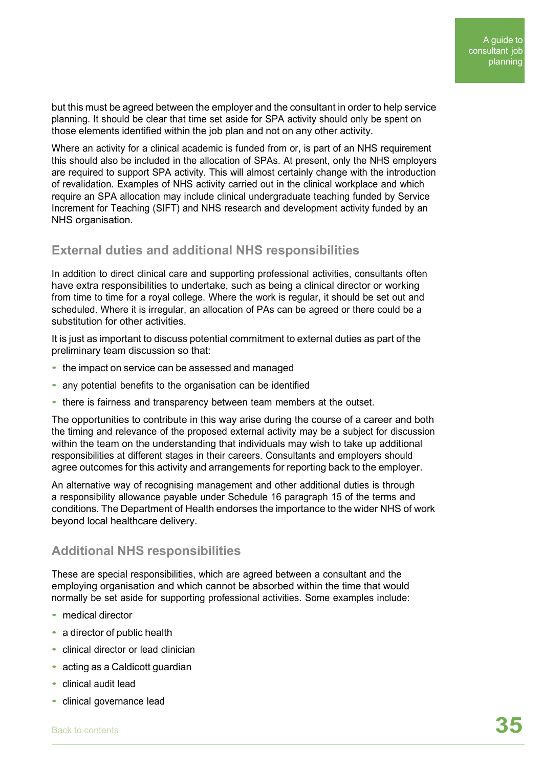but this must be agreed between the employer and the consultant in order to help service planning. It should be clear that time set aside for SPA activity should only be spent on those elements identified within the job plan and not on any other activity.

Where an activity for a clinical academic is funded from or, is part of an NHS requirement this should also be included in the allocation of SPAs. At present, only the NHS employers are required to support SPA activity. This will almost certainly change with the introduction of revalidation. Examples of NHS activity carried out in the clinical workplace and which require an SPA allocation may include clinical undergraduate teaching funded by Service Increment for Teaching (SIFT) and NHS research and development activity funded by an NHS organisation.

## External duties and additional NHS responsibilities

In addition to direct clinical care and supporting professional activities, consultants often have extra responsibilities to undertake, such as being a clinical director or working from time to time for a royal college. Where the work is regular, it should be set out and scheduled. Where it is irregular, an allocation of PAs can be agreed or there could be a substitution for other activities.

It is just as important to discuss potential commitment to external duties as part of the preliminary team discussion so that:

- the impact on service can be assessed and managed
- any potential benefits to the organisation can be identified
- there is fairness and transparency between team members at the outset.

The opportunities to contribute in this way arise during the course of a career and both the timing and relevance of the proposed external activity may be a subject for discussion within the team on the understanding that individuals may wish to take up additional responsibilities at different stages in their careers. Consultants and employers should agree outcomes for this activity and arrangements for reporting back to the employer.

An alternative way of recognising management and other additional duties is through a responsibility allowance payable under Schedule 16 paragraph 15 of the terms and conditions. The Department of Health endorses the importance to the wider NHS of work beyond local healthcare delivery.

## Additional NHS responsibilities

These are special responsibilities, which are agreed between a consultant and the employing organisation and which cannot be absorbed within the time that would normally be set aside for supporting professional activities. Some examples include:

- medical director
- a director of public health
- clinical director or lead clinician
- acting as a Caldicott guardian
- clinical audit lead
- clinical governance lead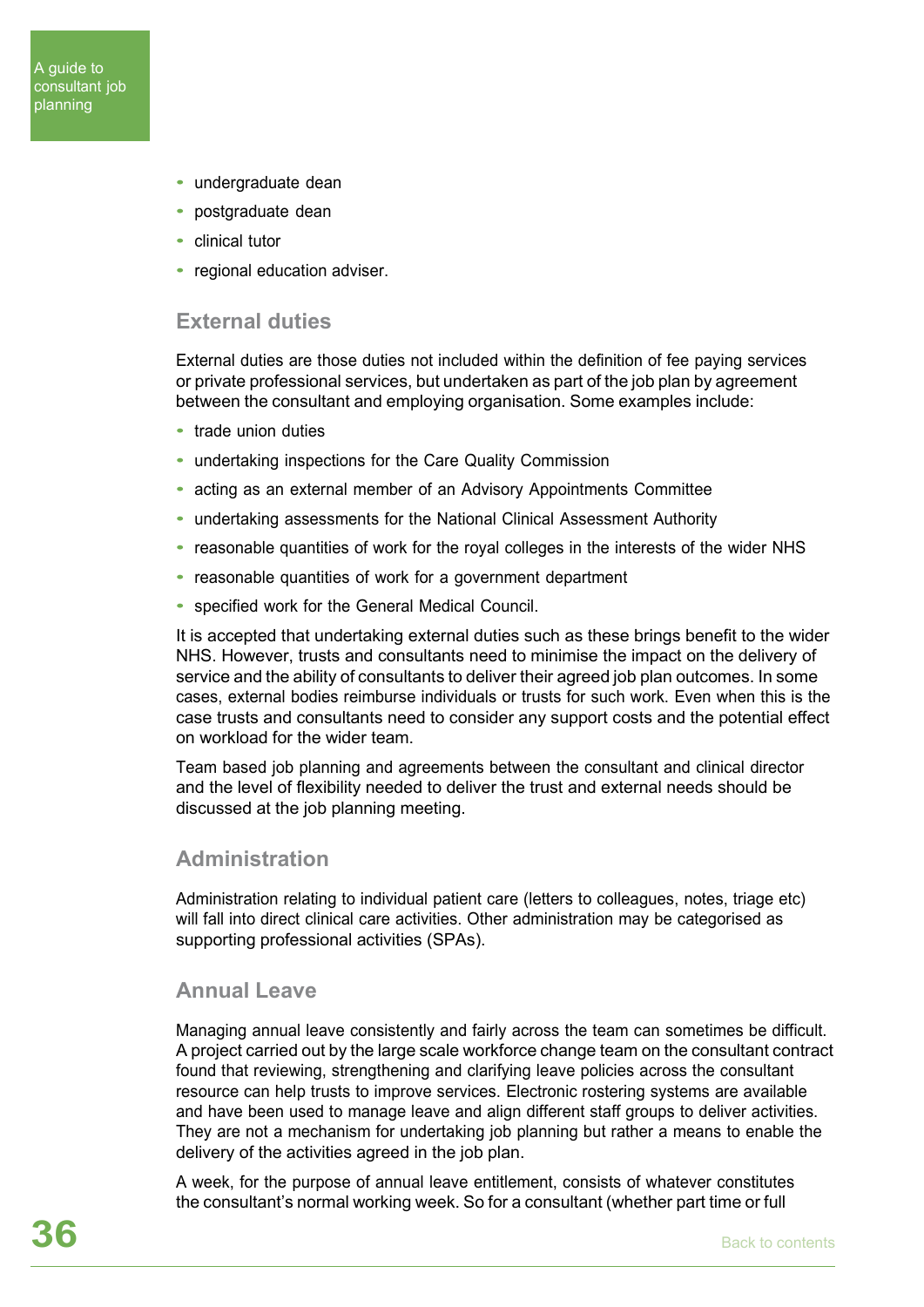- undergraduate dean
- postgraduate dean
- clinical tutor
- regional education adviser.

## External duties

External duties are those duties not included within the definition of fee paying services or private professional services, but undertaken as part of the job plan by agreement between the consultant and employing organisation. Some examples include:

- trade union duties
- undertaking inspections for the Care Quality Commission
- acting as an external member of an Advisory Appointments Committee
- undertaking assessments for the National Clinical Assessment Authority
- reasonable quantities of work for the royal colleges in the interests of the wider NHS
- reasonable quantities of work for a government department
- specified work for the General Medical Council.

It is accepted that undertaking external duties such as these brings benefit to the wider NHS. However, trusts and consultants need to minimise the impact on the delivery of service and the ability of consultants to deliver their agreed job plan outcomes. In some cases, external bodies reimburse individuals or trusts for such work. Even when this is the case trusts and consultants need to consider any support costs and the potential effect on workload for the wider team.

Team based job planning and agreements between the consultant and clinical director and the level of flexibility needed to deliver the trust and external needs should be discussed at the job planning meeting.

## Administration

Administration relating to individual patient care (letters to colleagues, notes, triage etc) will fall into direct clinical care activities. Other administration may be categorised as supporting professional activities (SPAs).

## Annual Leave

Managing annual leave consistently and fairly across the team can sometimes be difficult. A project carried out by the large scale workforce change team on the consultant contract found that reviewing, strengthening and clarifying leave policies across the consultant resource can help trusts to improve services. Electronic rostering systems are available and have been used to manage leave and align different staff groups to deliver activities. They are not a mechanism for undertaking job planning but rather a means to enable the delivery of the activities agreed in the job plan.

A week, for the purpose of annual leave entitlement, consists of whatever constitutes the consultant's normal working week. So for a consultant (whether part time or full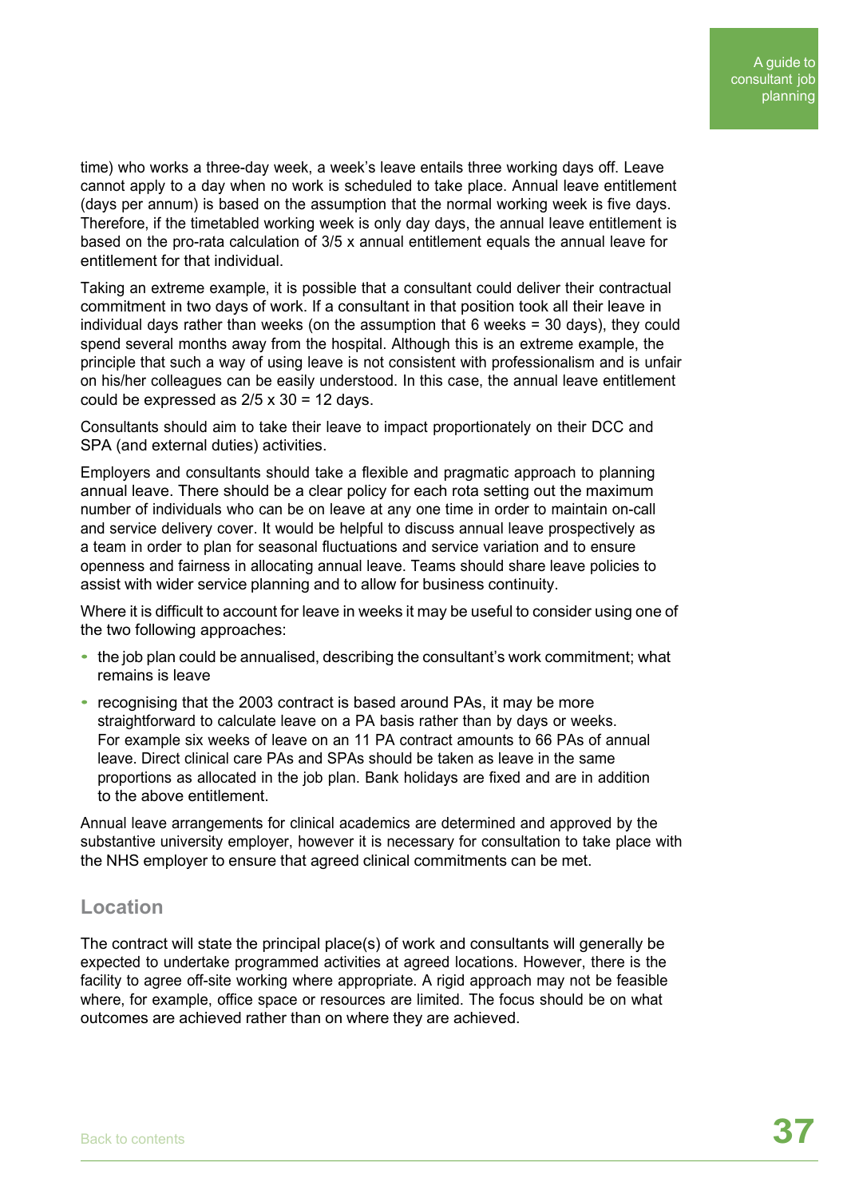time) who works a three-day week, a week's leave entails three working days off. Leave cannot apply to a day when no work is scheduled to take place. Annual leave entitlement (days per annum) is based on the assumption that the normal working week is five days. Therefore, if the timetabled working week is only day days, the annual leave entitlement is based on the pro-rata calculation of 3/5 x annual entitlement equals the annual leave for entitlement for that individual.

Taking an extreme example, it is possible that a consultant could deliver their contractual commitment in two days of work. If a consultant in that position took all their leave in individual days rather than weeks (on the assumption that 6 weeks = 30 days), they could spend several months away from the hospital. Although this is an extreme example, the principle that such a way of using leave is not consistent with professionalism and is unfair on his/her colleagues can be easily understood. In this case, the annual leave entitlement could be expressed as 2/5 x 30 = 12 days.

Consultants should aim to take their leave to impact proportionately on their DCC and SPA (and external duties) activities.

Employers and consultants should take a flexible and pragmatic approach to planning annual leave. There should be a clear policy for each rota setting out the maximum number of individuals who can be on leave at any one time in order to maintain on-call and service delivery cover. It would be helpful to discuss annual leave prospectively as a team in order to plan for seasonal fluctuations and service variation and to ensure openness and fairness in allocating annual leave. Teams should share leave policies to assist with wider service planning and to allow for business continuity.

Where it is difficult to account for leave in weeks it may be useful to consider using one of the two following approaches:

- the job plan could be annualised, describing the consultant's work commitment; what remains is leave
- recognising that the 2003 contract is based around PAs, it may be more straightforward to calculate leave on a PA basis rather than by days or weeks. For example six weeks of leave on an 11 PA contract amounts to 66 PAs of annual leave. Direct clinical care PAs and SPAs should be taken as leave in the same proportions as allocated in the job plan. Bank holidays are fixed and are in addition to the above entitlement.

Annual leave arrangements for clinical academics are determined and approved by the substantive university employer, however it is necessary for consultation to take place with the NHS employer to ensure that agreed clinical commitments can be met.

## Location

The contract will state the principal place(s) of work and consultants will generally be expected to undertake programmed activities at agreed locations. However, there is the facility to agree off-site working where appropriate. A rigid approach may not be feasible where, for example, office space or resources are limited. The focus should be on what outcomes are achieved rather than on where they are achieved.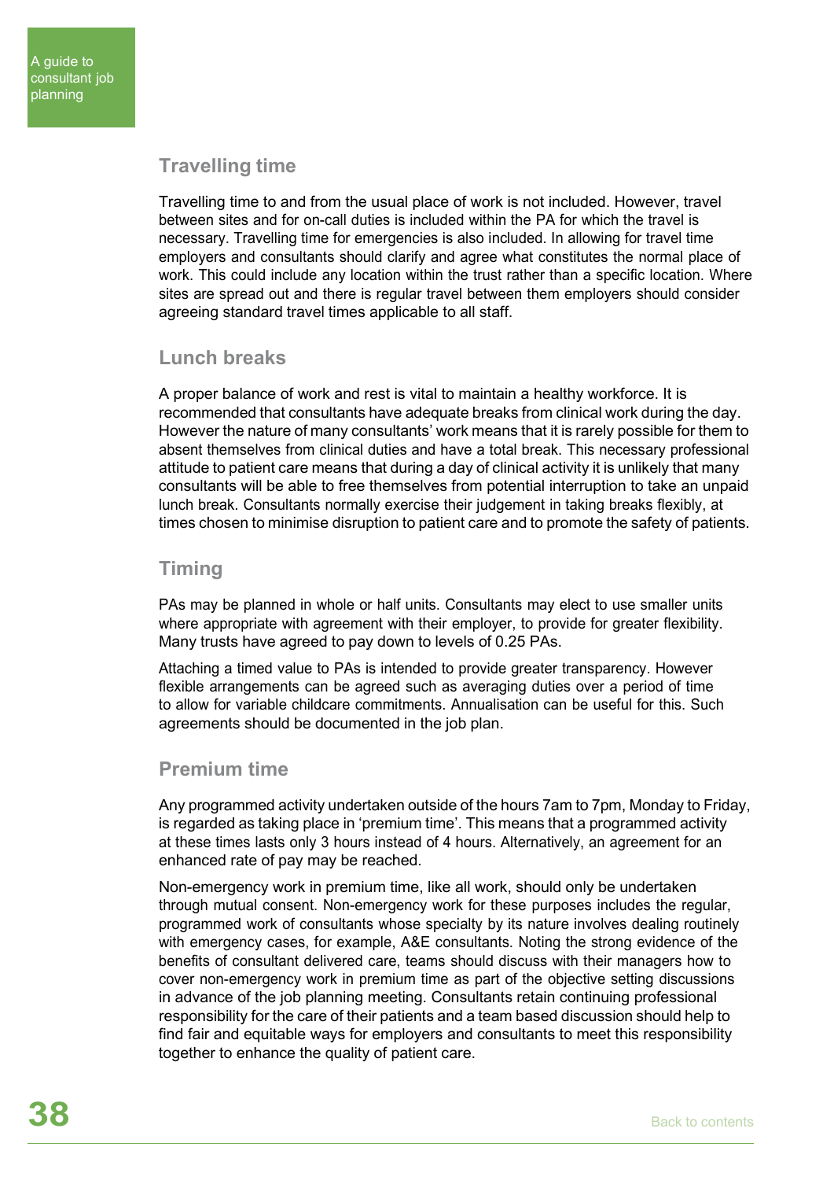## Travelling time

Travelling time to and from the usual place of work is not included. However, travel between sites and for on-call duties is included within the PA for which the travel is necessary. Travelling time for emergencies is also included. In allowing for travel time employers and consultants should clarify and agree what constitutes the normal place of work. This could include any location within the trust rather than a specific location. Where sites are spread out and there is regular travel between them employers should consider agreeing standard travel times applicable to all staff.

## Lunch breaks

A proper balance of work and rest is vital to maintain a healthy workforce. It is recommended that consultants have adequate breaks from clinical work during the day. However the nature of many consultants' work means that it is rarely possible for them to absent themselves from clinical duties and have a total break. This necessary professional attitude to patient care means that during a day of clinical activity it is unlikely that many consultants will be able to free themselves from potential interruption to take an unpaid lunch break. Consultants normally exercise their judgement in taking breaks flexibly, at times chosen to minimise disruption to patient care and to promote the safety of patients.

## Timing

PAs may be planned in whole or half units. Consultants may elect to use smaller units where appropriate with agreement with their employer, to provide for greater flexibility. Many trusts have agreed to pay down to levels of 0.25 PAs.

Attaching a timed value to PAs is intended to provide greater transparency. However flexible arrangements can be agreed such as averaging duties over a period of time to allow for variable childcare commitments. Annualisation can be useful for this. Such agreements should be documented in the job plan.

## Premium time

Any programmed activity undertaken outside of the hours 7am to 7pm, Monday to Friday, is regarded as taking place in 'premium time'. This means that a programmed activity at these times lasts only 3 hours instead of 4 hours. Alternatively, an agreement for an enhanced rate of pay may be reached.

Non-emergency work in premium time, like all work, should only be undertaken through mutual consent. Non-emergency work for these purposes includes the regular, programmed work of consultants whose specialty by its nature involves dealing routinely with emergency cases, for example, A&E consultants. Noting the strong evidence of the benefits of consultant delivered care, teams should discuss with their managers how to cover non-emergency work in premium time as part of the objective setting discussions in advance of the job planning meeting. Consultants retain continuing professional responsibility for the care of their patients and a team based discussion should help to find fair and equitable ways for employers and consultants to meet this responsibility together to enhance the quality of patient care.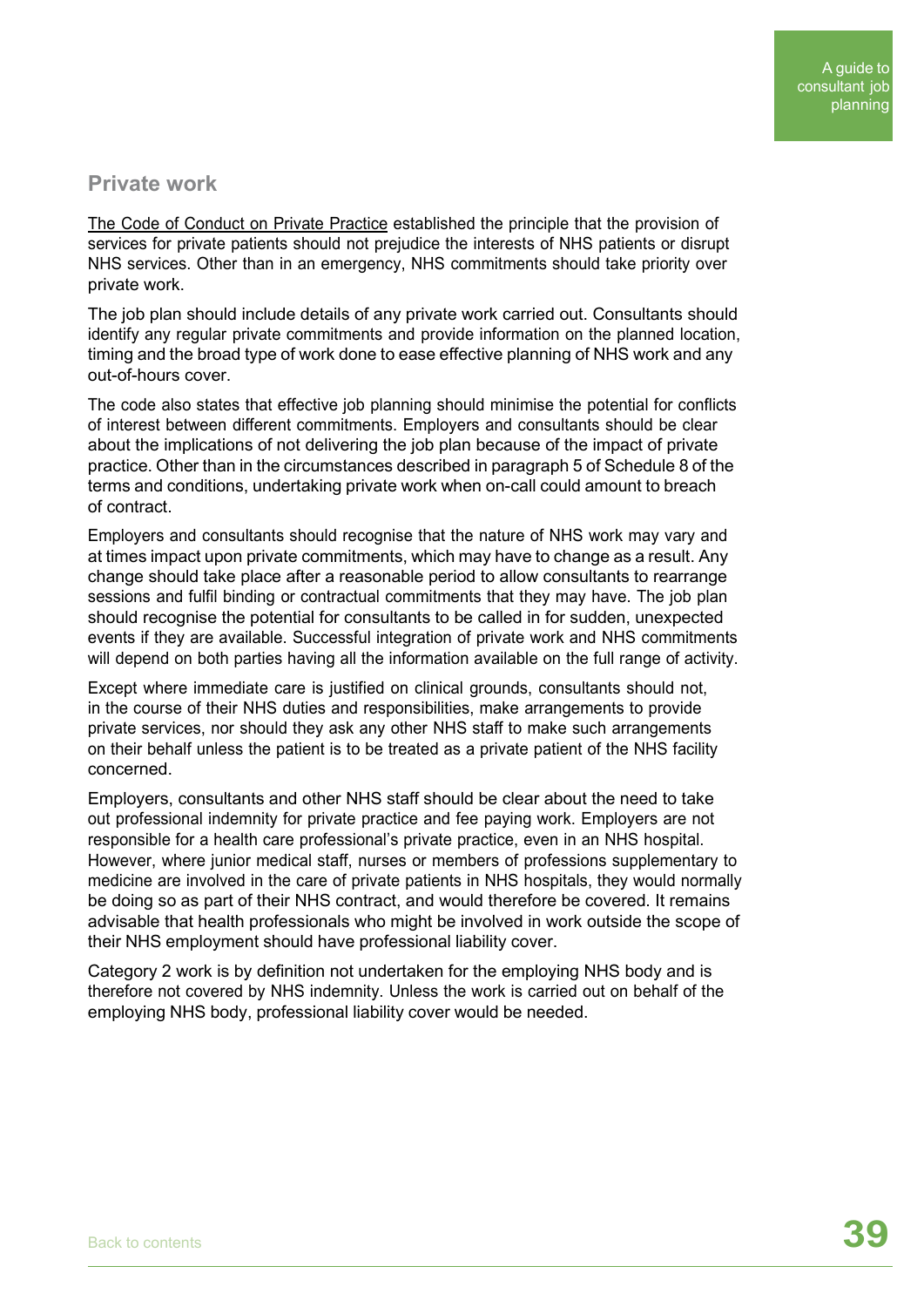## Private work

The Code of Conduct on Private Practice established the principle that the provision of services for private patients should not prejudice the interests of NHS patients or disrupt NHS services. Other than in an emergency, NHS commitments should take priority over private work.

The job plan should include details of any private work carried out. Consultants should identify any regular private commitments and provide information on the planned location, timing and the broad type of work done to ease effective planning of NHS work and any out-of-hours cover.

The code also states that effective job planning should minimise the potential for conflicts of interest between different commitments. Employers and consultants should be clear about the implications of not delivering the job plan because of the impact of private practice. Other than in the circumstances described in paragraph 5 of Schedule 8 of the terms and conditions, undertaking private work when on-call could amount to breach of contract.

Employers and consultants should recognise that the nature of NHS work may vary and at times impact upon private commitments, which may have to change as a result. Any change should take place after a reasonable period to allow consultants to rearrange sessions and fulfil binding or contractual commitments that they may have. The job plan should recognise the potential for consultants to be called in for sudden, unexpected events if they are available. Successful integration of private work and NHS commitments will depend on both parties having all the information available on the full range of activity.

Except where immediate care is justified on clinical grounds, consultants should not, in the course of their NHS duties and responsibilities, make arrangements to provide private services, nor should they ask any other NHS staff to make such arrangements on their behalf unless the patient is to be treated as a private patient of the NHS facility concerned.

Employers, consultants and other NHS staff should be clear about the need to take out professional indemnity for private practice and fee paying work. Employers are not responsible for a health care professional's private practice, even in an NHS hospital. However, where junior medical staff, nurses or members of professions supplementary to medicine are involved in the care of private patients in NHS hospitals, they would normally be doing so as part of their NHS contract, and would therefore be covered. It remains advisable that health professionals who might be involved in work outside the scope of their NHS employment should have professional liability cover.

Category 2 work is by definition not undertaken for the employing NHS body and is therefore not covered by NHS indemnity. Unless the work is carried out on behalf of the employing NHS body, professional liability cover would be needed.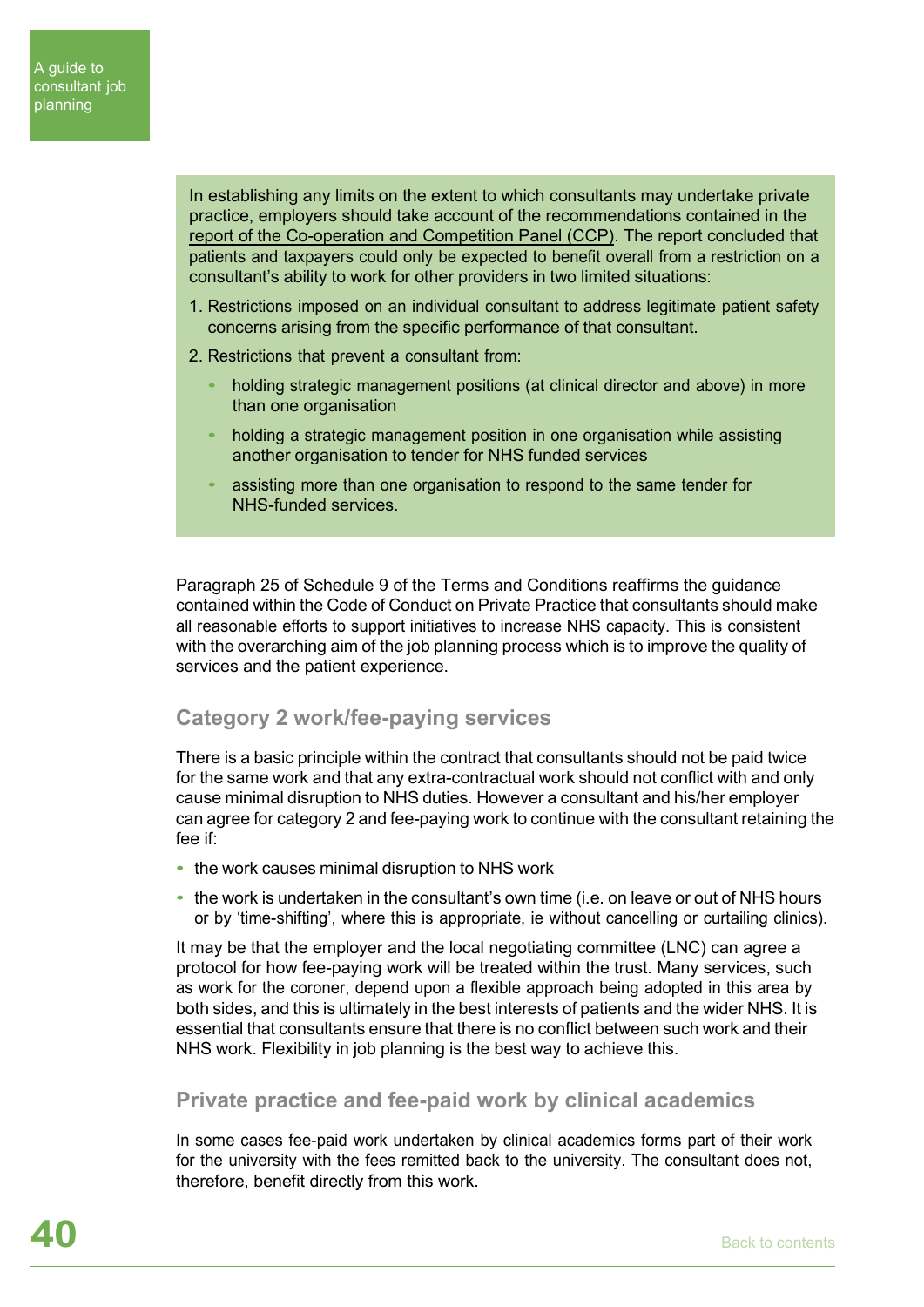In establishing any limits on the extent to which consultants may undertake private practice, employers should take account of the recommendations contained in the report of the Co-operation and Competition Panel (CCP). The report concluded that patients and taxpayers could only be expected to benefit overall from a restriction on a consultant's ability to work for other providers in two limited situations:

1. Restrictions imposed on an individual consultant to address legitimate patient safety concerns arising from the specific performance of that consultant.
2. Restrictions that prevent a consultant from:
   - holding strategic management positions (at clinical director and above) in more than one organisation
   - holding a strategic management position in one organisation while assisting another organisation to tender for NHS funded services
   - assisting more than one organisation to respond to the same tender for NHS-funded services.

Paragraph 25 of Schedule 9 of the Terms and Conditions reaffirms the guidance contained within the Code of Conduct on Private Practice that consultants should make all reasonable efforts to support initiatives to increase NHS capacity. This is consistent with the overarching aim of the job planning process which is to improve the quality of services and the patient experience.

### Category 2 work/fee-paying services

There is a basic principle within the contract that consultants should not be paid twice for the same work and that any extra-contractual work should not conflict with and only cause minimal disruption to NHS duties. However a consultant and his/her employer can agree for category 2 and fee-paying work to continue with the consultant retaining the fee if:

- the work causes minimal disruption to NHS work
- the work is undertaken in the consultant's own time (i.e. on leave or out of NHS hours or by 'time-shifting', where this is appropriate, ie without cancelling or curtailing clinics).

It may be that the employer and the local negotiating committee (LNC) can agree a protocol for how fee-paying work will be treated within the trust. Many services, such as work for the coroner, depend upon a flexible approach being adopted in this area by both sides, and this is ultimately in the best interests of patients and the wider NHS. It is essential that consultants ensure that there is no conflict between such work and their NHS work. Flexibility in job planning is the best way to achieve this.

### Private practice and fee-paid work by clinical academics

In some cases fee-paid work undertaken by clinical academics forms part of their work for the university with the fees remitted back to the university. The consultant does not, therefore, benefit directly from this work.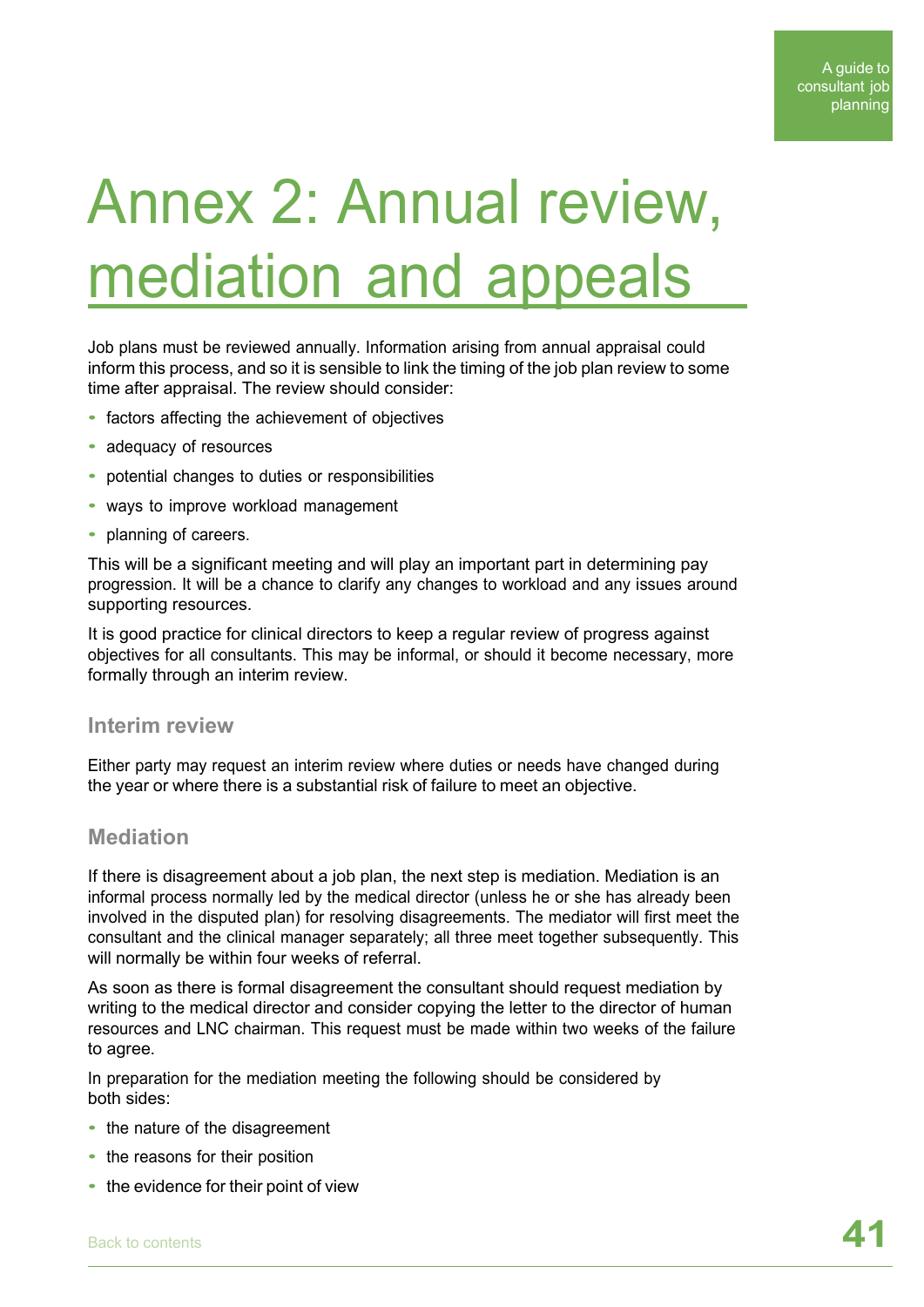# Annex 2: Annual review, mediation and appeals

Job plans must be reviewed annually. Information arising from annual appraisal could inform this process, and so it is sensible to link the timing of the job plan review to some time after appraisal. The review should consider:

- factors affecting the achievement of objectives
- adequacy of resources
- potential changes to duties or responsibilities
- ways to improve workload management
- planning of careers.

This will be a significant meeting and will play an important part in determining pay progression. It will be a chance to clarify any changes to workload and any issues around supporting resources.

It is good practice for clinical directors to keep a regular review of progress against objectives for all consultants. This may be informal, or should it become necessary, more formally through an interim review.

## Interim review

Either party may request an interim review where duties or needs have changed during the year or where there is a substantial risk of failure to meet an objective.

## Mediation

If there is disagreement about a job plan, the next step is mediation. Mediation is an informal process normally led by the medical director (unless he or she has already been involved in the disputed plan) for resolving disagreements. The mediator will first meet the consultant and the clinical manager separately; all three meet together subsequently. This will normally be within four weeks of referral.

As soon as there is formal disagreement the consultant should request mediation by writing to the medical director and consider copying the letter to the director of human resources and LNC chairman. This request must be made within two weeks of the failure to agree.

In preparation for the mediation meeting the following should be considered by both sides:

- the nature of the disagreement
- the reasons for their position
- the evidence for their point of view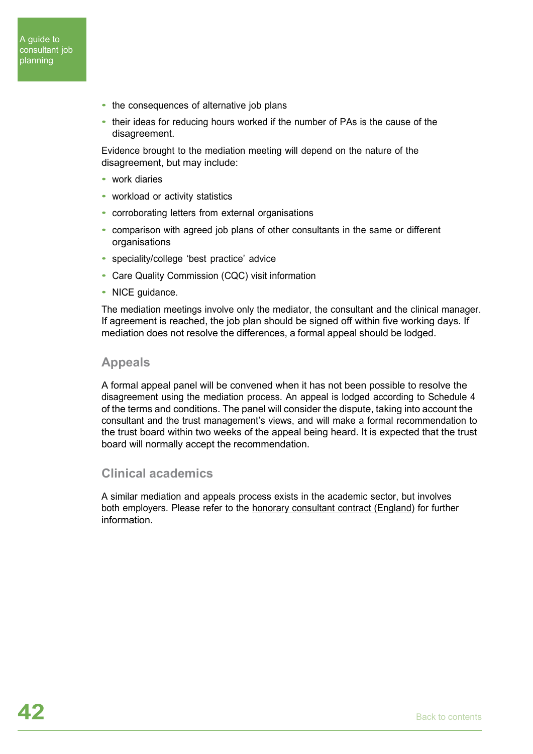- the consequences of alternative job plans
- their ideas for reducing hours worked if the number of PAs is the cause of the disagreement.

Evidence brought to the mediation meeting will depend on the nature of the disagreement, but may include:

- work diaries
- workload or activity statistics
- corroborating letters from external organisations
- comparison with agreed job plans of other consultants in the same or different organisations
- speciality/college 'best practice' advice
- Care Quality Commission (CQC) visit information
- NICE guidance.

The mediation meetings involve only the mediator, the consultant and the clinical manager. If agreement is reached, the job plan should be signed off within five working days. If mediation does not resolve the differences, a formal appeal should be lodged.

## Appeals

A formal appeal panel will be convened when it has not been possible to resolve the disagreement using the mediation process. An appeal is lodged according to Schedule 4 of the terms and conditions. The panel will consider the dispute, taking into account the consultant and the trust management's views, and will make a formal recommendation to the trust board within two weeks of the appeal being heard. It is expected that the trust board will normally accept the recommendation.

## Clinical academics

A similar mediation and appeals process exists in the academic sector, but involves both employers. Please refer to the honorary consultant contract (England) for further information.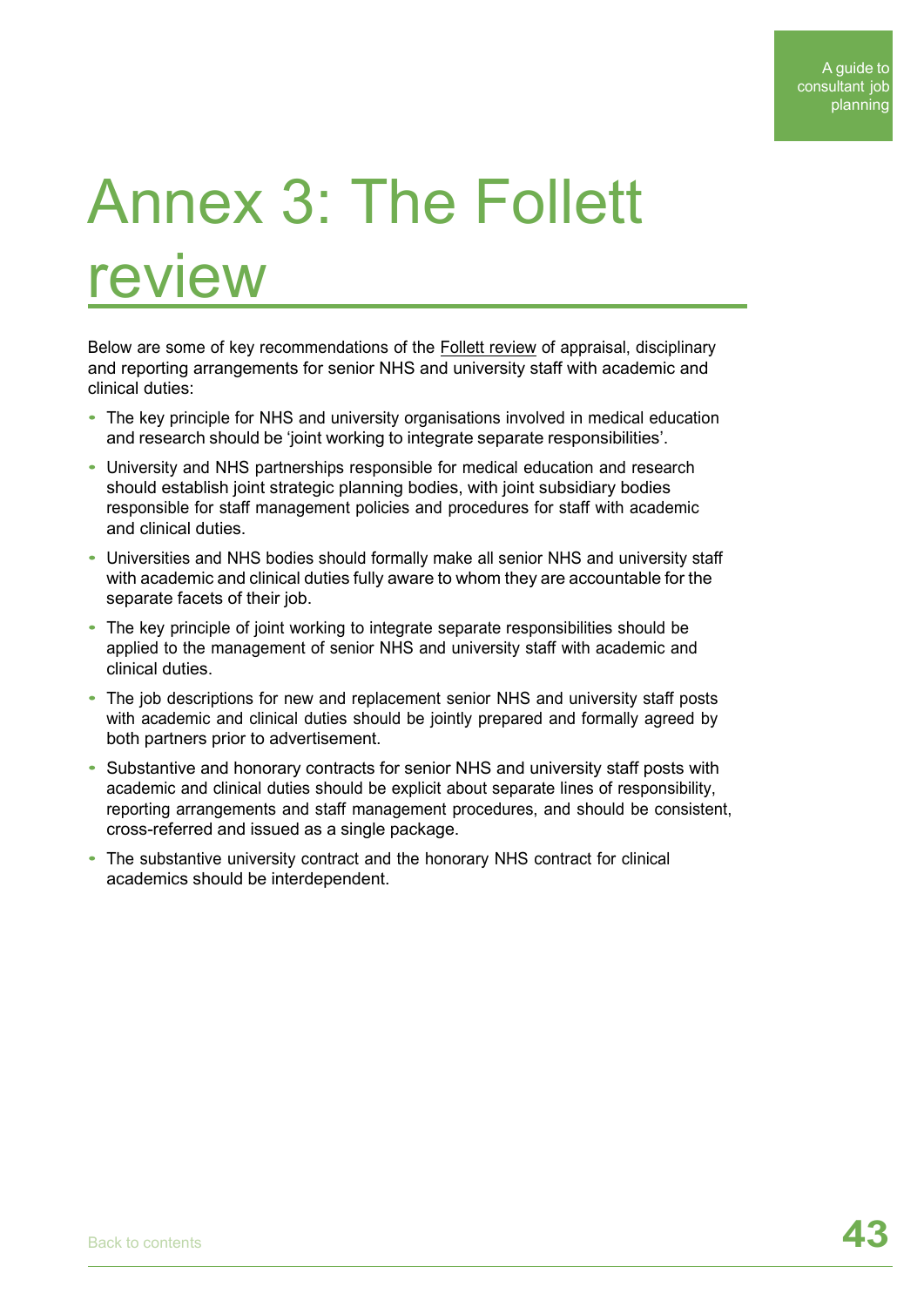# Annex 3: The Follett review

Below are some of key recommendations of the Follett review of appraisal, disciplinary and reporting arrangements for senior NHS and university staff with academic and clinical duties:

- The key principle for NHS and university organisations involved in medical education and research should be 'joint working to integrate separate responsibilities'.
- University and NHS partnerships responsible for medical education and research should establish joint strategic planning bodies, with joint subsidiary bodies responsible for staff management policies and procedures for staff with academic and clinical duties.
- Universities and NHS bodies should formally make all senior NHS and university staff with academic and clinical duties fully aware to whom they are accountable for the separate facets of their job.
- The key principle of joint working to integrate separate responsibilities should be applied to the management of senior NHS and university staff with academic and clinical duties.
- The job descriptions for new and replacement senior NHS and university staff posts with academic and clinical duties should be jointly prepared and formally agreed by both partners prior to advertisement.
- Substantive and honorary contracts for senior NHS and university staff posts with academic and clinical duties should be explicit about separate lines of responsibility, reporting arrangements and staff management procedures, and should be consistent, cross-referred and issued as a single package.
- The substantive university contract and the honorary NHS contract for clinical academics should be interdependent.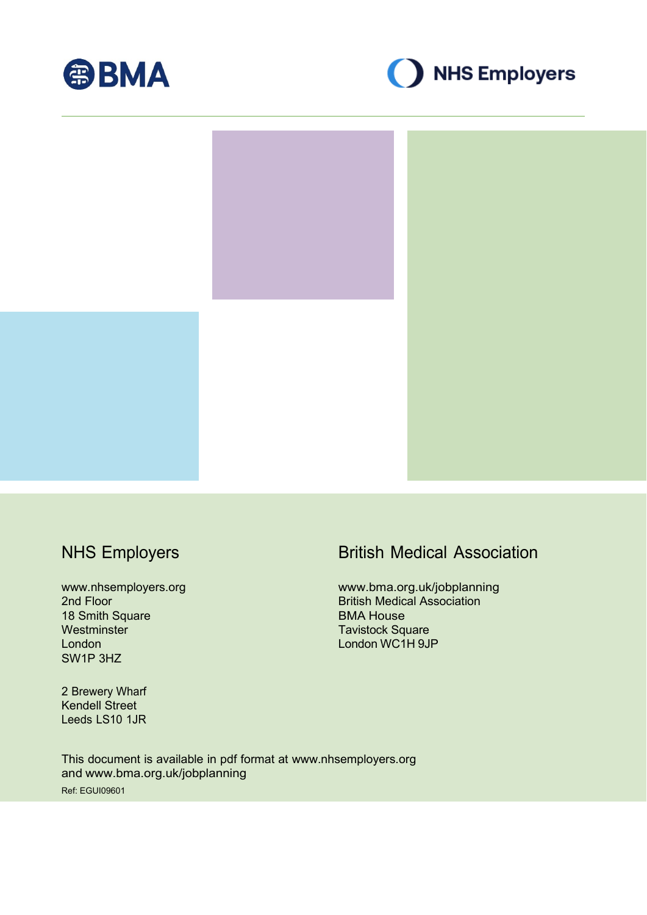BMA

NHS Employers

## NHS Employers

www.nhsemployers.org
2nd Floor
18 Smith Square
Westminster
London
SW1P 3HZ

2 Brewery Wharf
Kendell Street
Leeds LS10 1JR

## British Medical Association

www.bma.org.uk/jobplanning
British Medical Association
BMA House
Tavistock Square
London WC1H 9JP

This document is available in pdf format at www.nhsemployers.org and www.bma.org.uk/jobplanning

Ref: EGUI09601